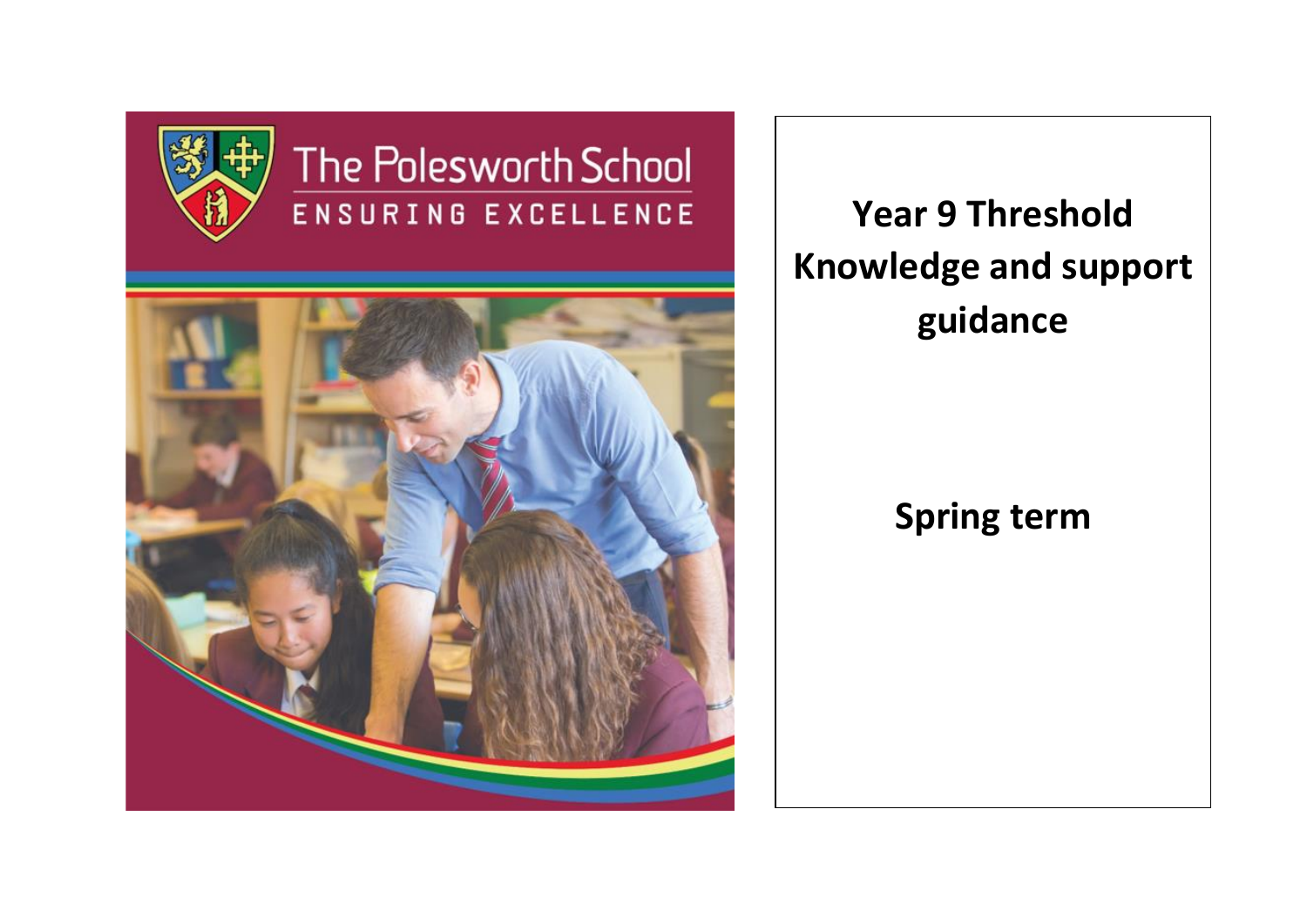The Polesworth School

ENSURING EXCELLENCE

# Year 9 Threshold Knowledge and support guidance

## Spring term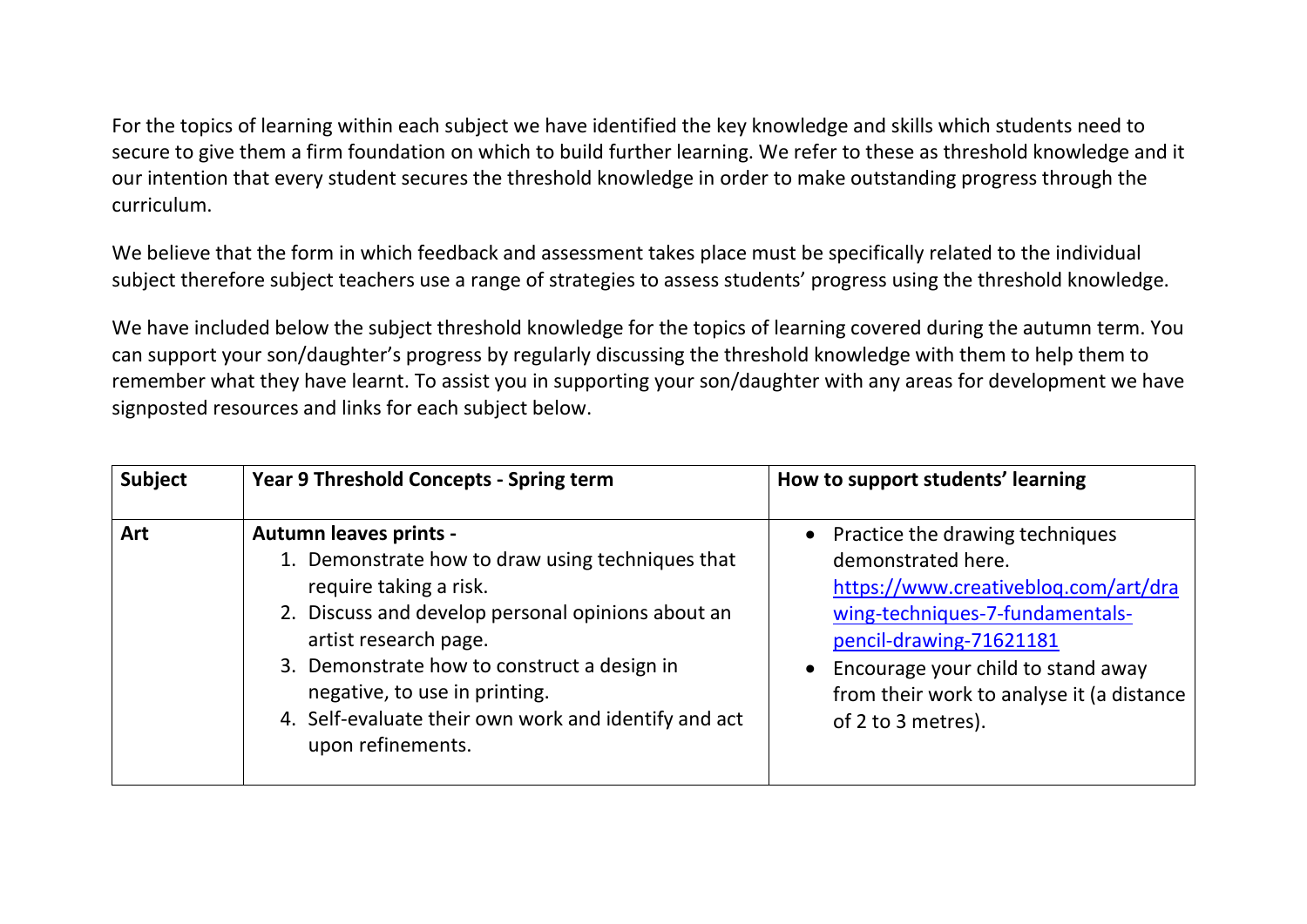For the topics of learning within each subject we have identified the key knowledge and skills which students need to secure to give them a firm foundation on which to build further learning. We refer to these as threshold knowledge and it our intention that every student secures the threshold knowledge in order to make outstanding progress through the curriculum.

We believe that the form in which feedback and assessment takes place must be specifically related to the individual subject therefore subject teachers use a range of strategies to assess students' progress using the threshold knowledge.

We have included below the subject threshold knowledge for the topics of learning covered during the autumn term. You can support your son/daughter's progress by regularly discussing the threshold knowledge with them to help them to remember what they have learnt. To assist you in supporting your son/daughter with any areas for development we have signposted resources and links for each subject below.

| **Subject** | **Year 9 Threshold Concepts - Spring term** | **How to support students' learning** |
| --- | --- | --- |
| **Art** | **Autumn leaves prints -**<br>1. Demonstrate how to draw using techniques that require taking a risk.<br>2. Discuss and develop personal opinions about an artist research page.<br>3. Demonstrate how to construct a design in negative, to use in printing.<br>4. Self-evaluate their own work and identify and act upon refinements. | • Practice the drawing techniques demonstrated here. https://www.creativebloq.com/art/drawing-techniques-7-fundamentals-pencil-drawing-71621181<br>• Encourage your child to stand away from their work to analyse it (a distance of 2 to 3 metres). |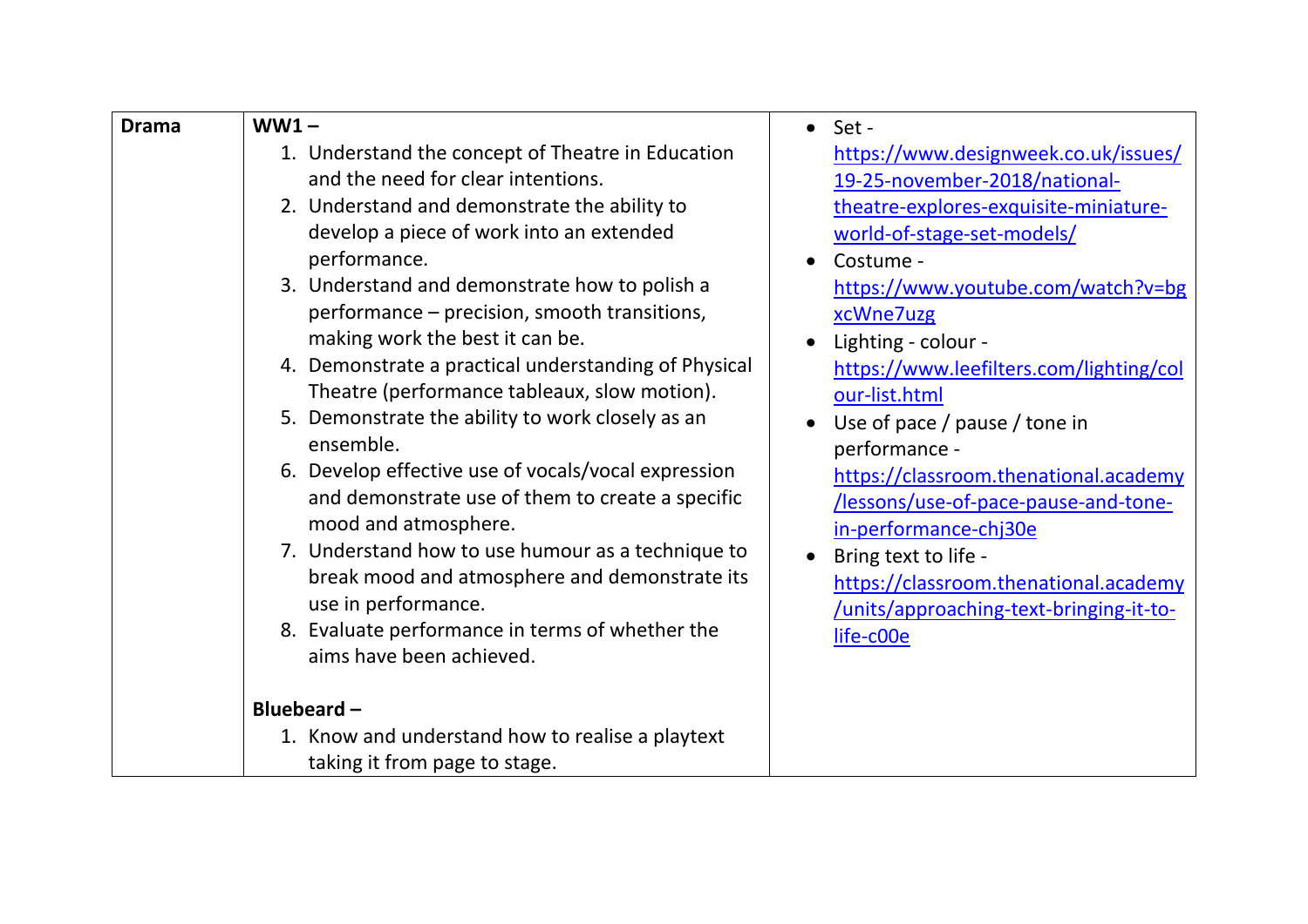| Drama | **WW1 –**<br>1. Understand the concept of Theatre in Education and the need for clear intentions.<br>2. Understand and demonstrate the ability to develop a piece of work into an extended performance.<br>3. Understand and demonstrate how to polish a performance – precision, smooth transitions, making work the best it can be.<br>4. Demonstrate a practical understanding of Physical Theatre (performance tableaux, slow motion).<br>5. Demonstrate the ability to work closely as an ensemble.<br>6. Develop effective use of vocals/vocal expression and demonstrate use of them to create a specific mood and atmosphere.<br>7. Understand how to use humour as a technique to break mood and atmosphere and demonstrate its use in performance.<br>8. Evaluate performance in terms of whether the aims have been achieved.<br><br>**Bluebeard –**<br>1. Know and understand how to realise a playtext taking it from page to stage. | • Set - https://www.designweek.co.uk/issues/19-25-november-2018/national-theatre-explores-exquisite-miniature-world-of-stage-set-models/<br>• Costume - https://www.youtube.com/watch?v=bgxcWne7uzg<br>• Lighting - colour - https://www.leefilters.com/lighting/colour-list.html<br>• Use of pace / pause / tone in performance - https://classroom.thenational.academy/lessons/use-of-pace-pause-and-tone-in-performance-chj30e<br>• Bring text to life - https://classroom.thenational.academy/units/approaching-text-bringing-it-to-life-c00e |
|---|---|---|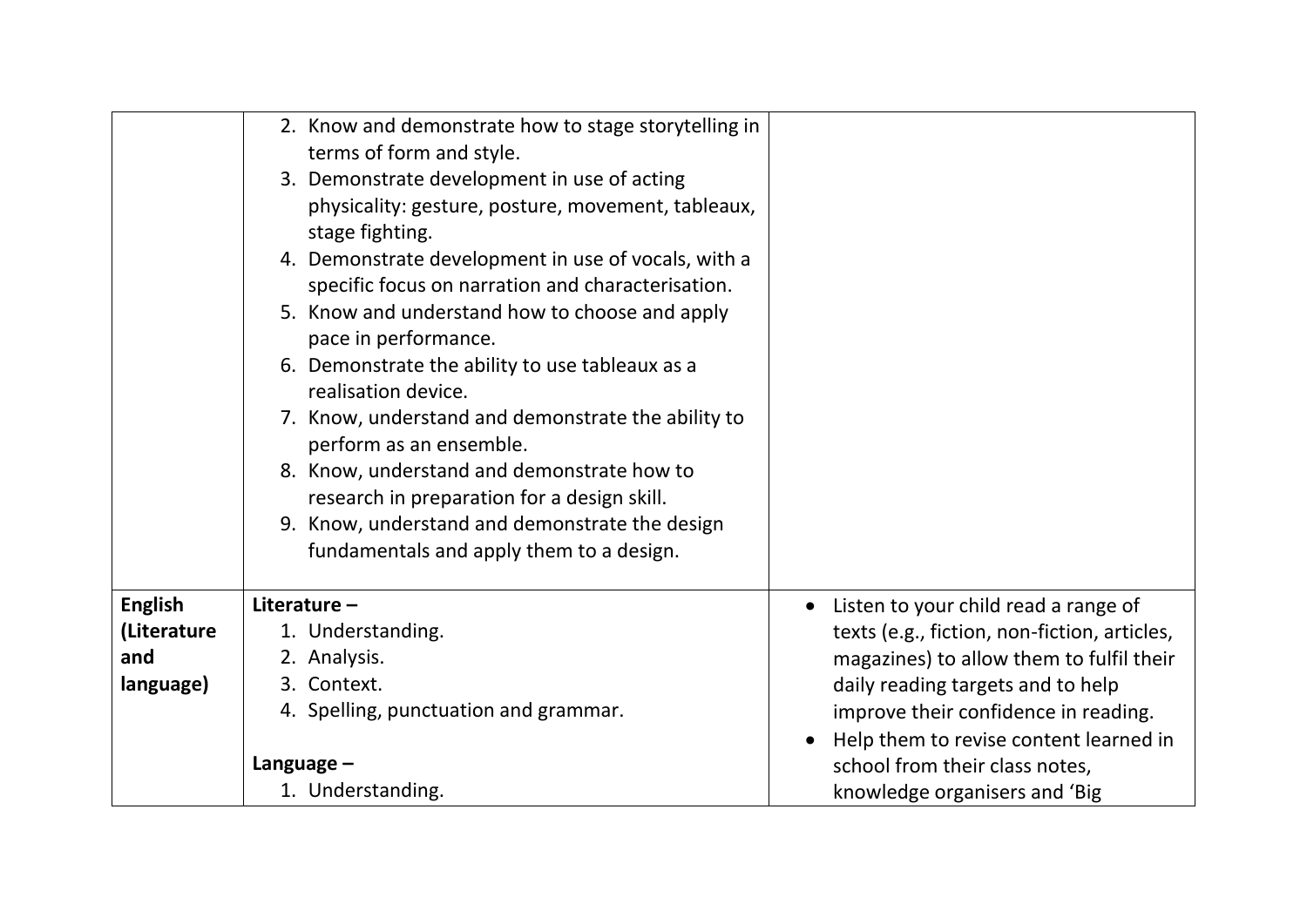| | | |
|---|---|---|
| | 2. Know and demonstrate how to stage storytelling in terms of form and style.<br>3. Demonstrate development in use of acting physicality: gesture, posture, movement, tableaux, stage fighting.<br>4. Demonstrate development in use of vocals, with a specific focus on narration and characterisation.<br>5. Know and understand how to choose and apply pace in performance.<br>6. Demonstrate the ability to use tableaux as a realisation device.<br>7. Know, understand and demonstrate the ability to perform as an ensemble.<br>8. Know, understand and demonstrate how to research in preparation for a design skill.<br>9. Know, understand and demonstrate the design fundamentals and apply them to a design. | |
| **English (Literature and language)** | **Literature –**<br>1. Understanding.<br>2. Analysis.<br>3. Context.<br>4. Spelling, punctuation and grammar.<br><br>**Language –**<br>1. Understanding. | • Listen to your child read a range of texts (e.g., fiction, non-fiction, articles, magazines) to allow them to fulfil their daily reading targets and to help improve their confidence in reading.<br>• Help them to revise content learned in school from their class notes, knowledge organisers and 'Big |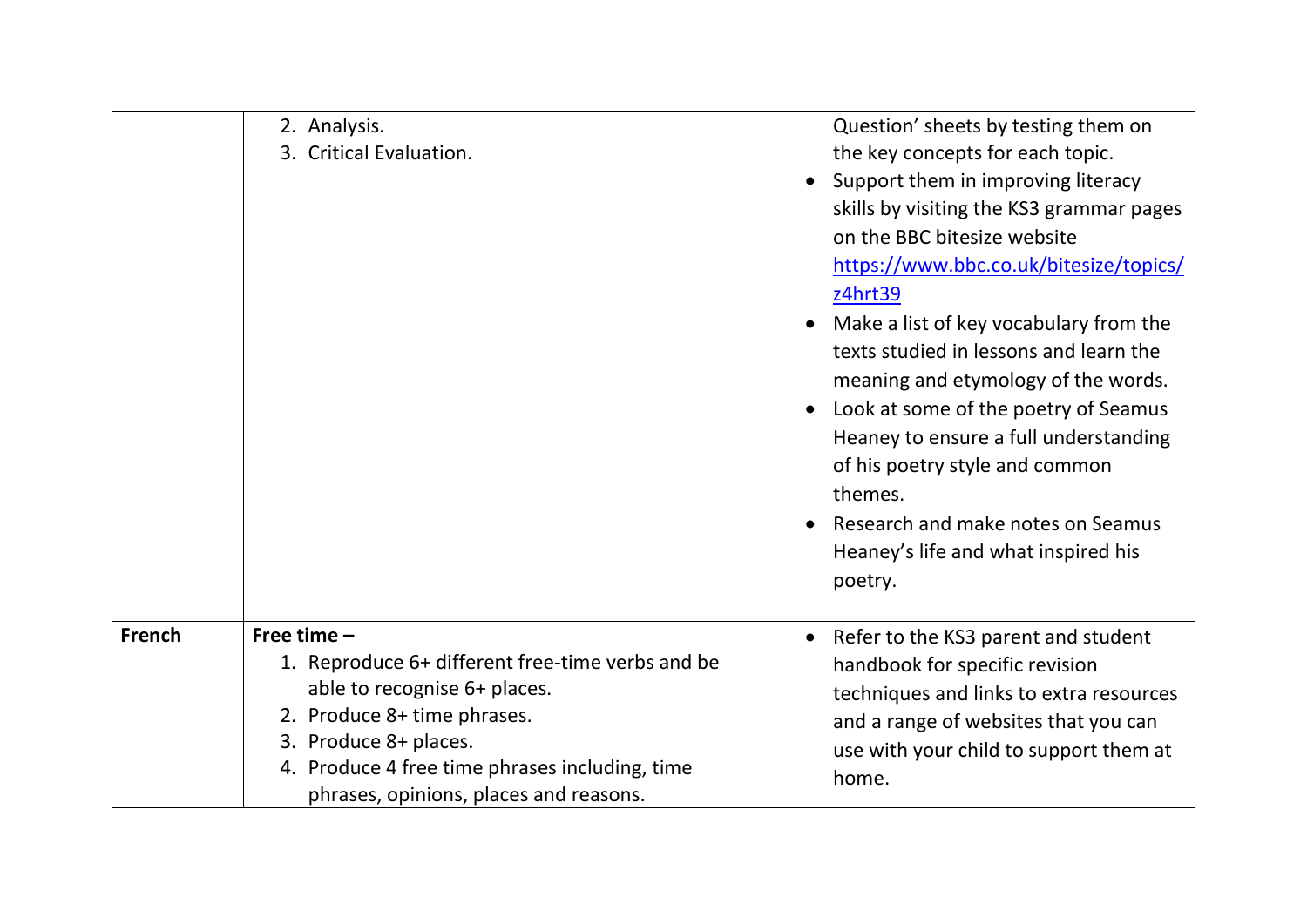| | | |
|---|---|---|
| | 2. Analysis.<br>3. Critical Evaluation. | Question' sheets by testing them on the key concepts for each topic.<br>• Support them in improving literacy skills by visiting the KS3 grammar pages on the BBC bitesize website https://www.bbc.co.uk/bitesize/topics/z4hrt39<br>• Make a list of key vocabulary from the texts studied in lessons and learn the meaning and etymology of the words.<br>• Look at some of the poetry of Seamus Heaney to ensure a full understanding of his poetry style and common themes.<br>• Research and make notes on Seamus Heaney's life and what inspired his poetry. |
| **French** | **Free time –**<br>1. Reproduce 6+ different free-time verbs and be able to recognise 6+ places.<br>2. Produce 8+ time phrases.<br>3. Produce 8+ places.<br>4. Produce 4 free time phrases including, time phrases, opinions, places and reasons. | • Refer to the KS3 parent and student handbook for specific revision techniques and links to extra resources and a range of websites that you can use with your child to support them at home. |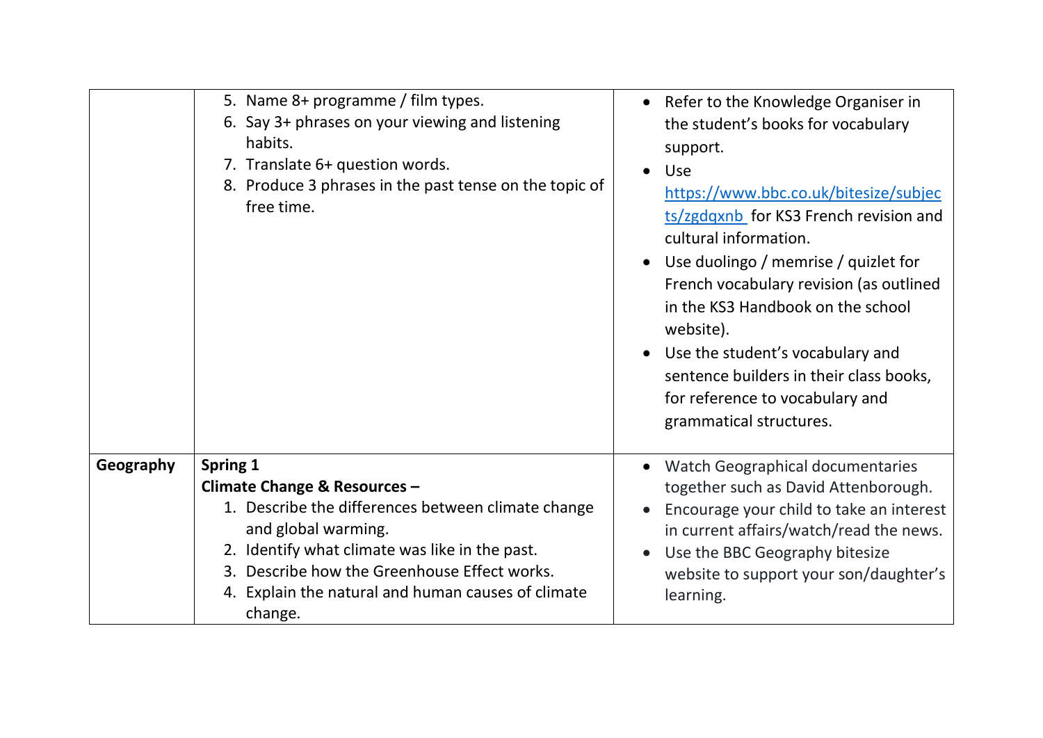| | | |
|---|---|---|
| | 5. Name 8+ programme / film types.<br>6. Say 3+ phrases on your viewing and listening habits.<br>7. Translate 6+ question words.<br>8. Produce 3 phrases in the past tense on the topic of free time. | • Refer to the Knowledge Organiser in the student's books for vocabulary support.<br>• Use https://www.bbc.co.uk/bitesize/subjects/zgdqxnb for KS3 French revision and cultural information.<br>• Use duolingo / memrise / quizlet for French vocabulary revision (as outlined in the KS3 Handbook on the school website).<br>• Use the student's vocabulary and sentence builders in their class books, for reference to vocabulary and grammatical structures. |
| **Geography** | **Spring 1**<br>**Climate Change & Resources –**<br>1. Describe the differences between climate change and global warming.<br>2. Identify what climate was like in the past.<br>3. Describe how the Greenhouse Effect works.<br>4. Explain the natural and human causes of climate change. | • Watch Geographical documentaries together such as David Attenborough.<br>• Encourage your child to take an interest in current affairs/watch/read the news.<br>• Use the BBC Geography bitesize website to support your son/daughter's learning. |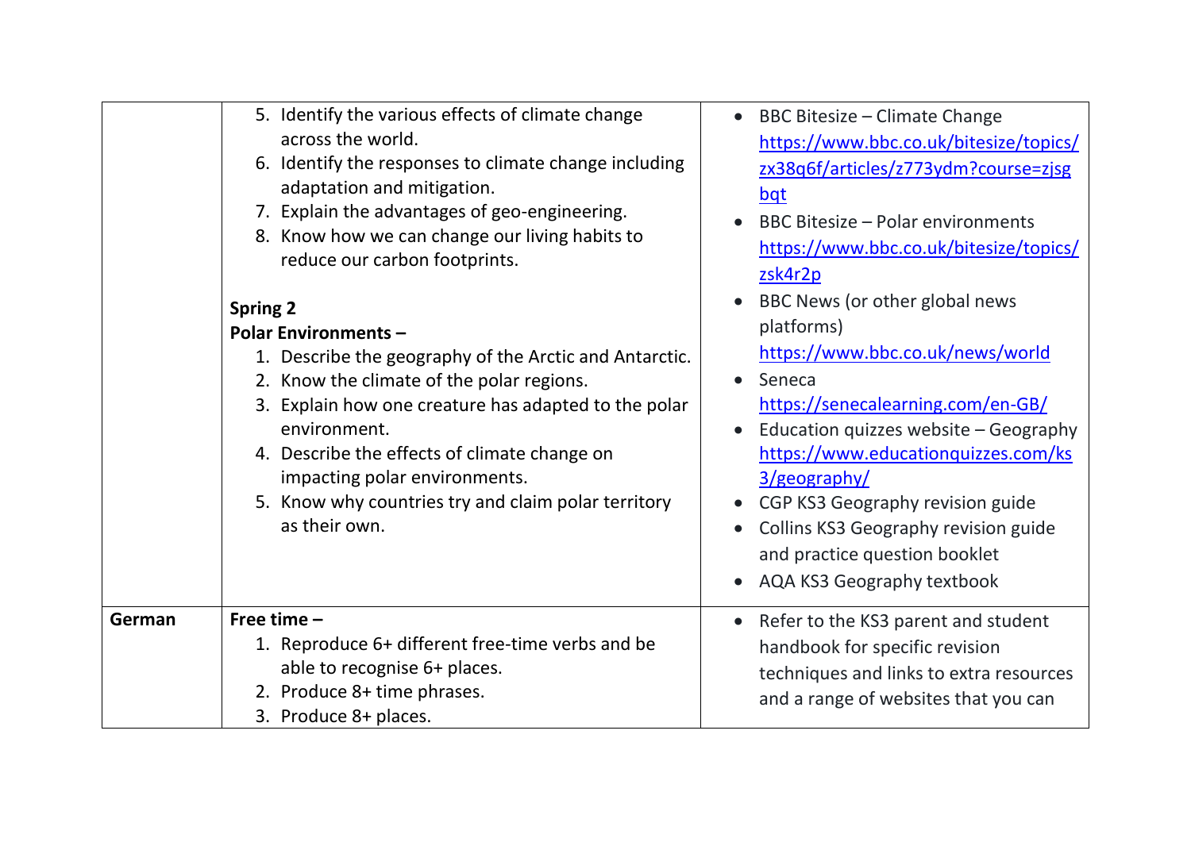| | | |
|---|---|---|
| | 5. Identify the various effects of climate change across the world.<br>6. Identify the responses to climate change including adaptation and mitigation.<br>7. Explain the advantages of geo-engineering.<br>8. Know how we can change our living habits to reduce our carbon footprints.<br><br>**Spring 2**<br>**Polar Environments –**<br>1. Describe the geography of the Arctic and Antarctic.<br>2. Know the climate of the polar regions.<br>3. Explain how one creature has adapted to the polar environment.<br>4. Describe the effects of climate change on impacting polar environments.<br>5. Know why countries try and claim polar territory as their own. | • BBC Bitesize – Climate Change https://www.bbc.co.uk/bitesize/topics/zx38q6f/articles/z773ydm?course=zjsgbqt<br>• BBC Bitesize – Polar environments https://www.bbc.co.uk/bitesize/topics/zsk4r2p<br>• BBC News (or other global news platforms) https://www.bbc.co.uk/news/world<br>• Seneca https://senecalearning.com/en-GB/<br>• Education quizzes website – Geography https://www.educationquizzes.com/ks3/geography/<br>• CGP KS3 Geography revision guide<br>• Collins KS3 Geography revision guide and practice question booklet<br>• AQA KS3 Geography textbook |
| **German** | **Free time –**<br>1. Reproduce 6+ different free-time verbs and be able to recognise 6+ places.<br>2. Produce 8+ time phrases.<br>3. Produce 8+ places. | • Refer to the KS3 parent and student handbook for specific revision techniques and links to extra resources and a range of websites that you can |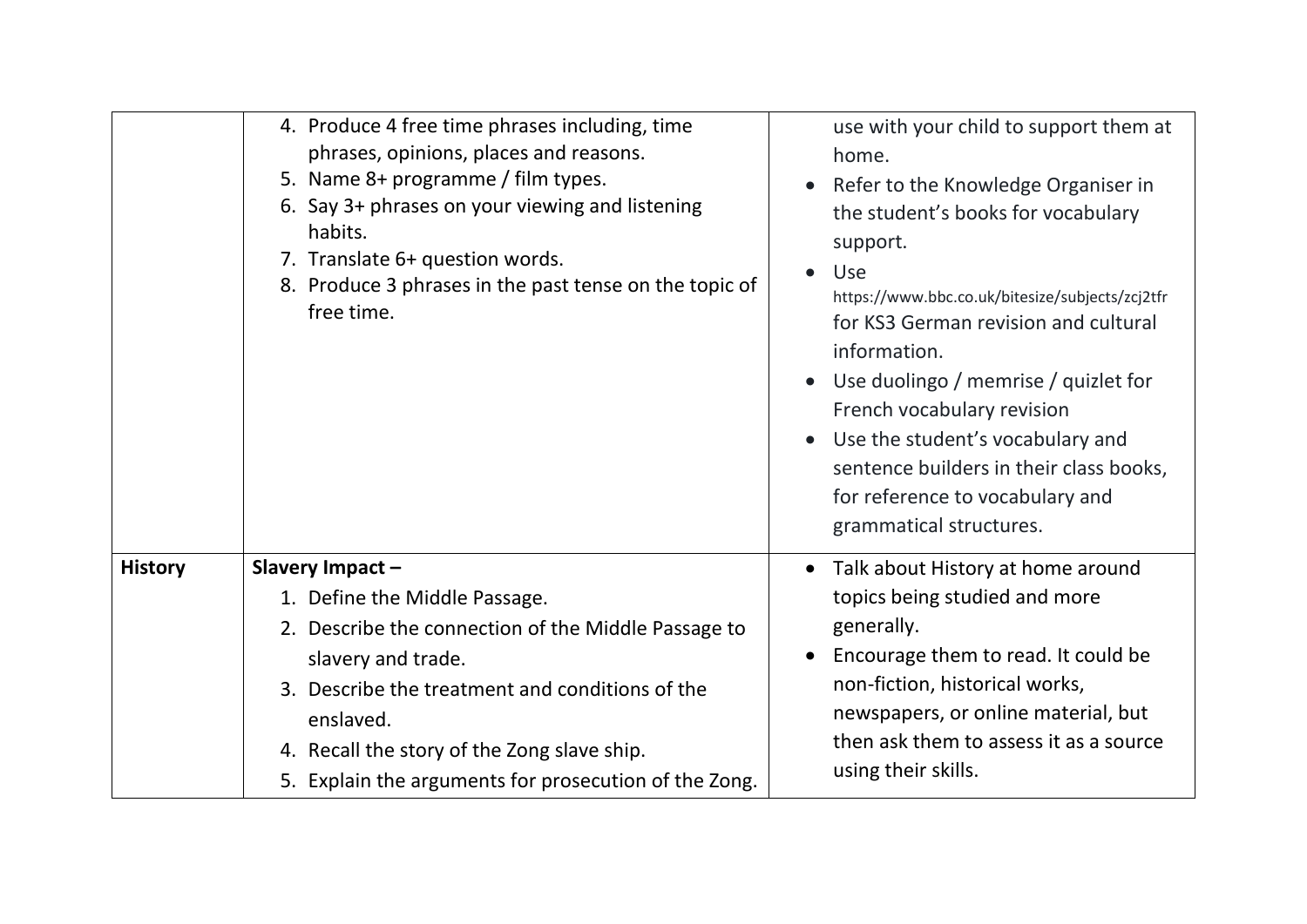| | | |
|---|---|---|
| | 4. Produce 4 free time phrases including, time phrases, opinions, places and reasons.<br>5. Name 8+ programme / film types.<br>6. Say 3+ phrases on your viewing and listening habits.<br>7. Translate 6+ question words.<br>8. Produce 3 phrases in the past tense on the topic of free time. | use with your child to support them at home.<br>• Refer to the Knowledge Organiser in the student's books for vocabulary support.<br>• Use https://www.bbc.co.uk/bitesize/subjects/zcj2tfr for KS3 German revision and cultural information.<br>• Use duolingo / memrise / quizlet for French vocabulary revision<br>• Use the student's vocabulary and sentence builders in their class books, for reference to vocabulary and grammatical structures. |
| **History** | **Slavery Impact –**<br>1. Define the Middle Passage.<br>2. Describe the connection of the Middle Passage to slavery and trade.<br>3. Describe the treatment and conditions of the enslaved.<br>4. Recall the story of the Zong slave ship.<br>5. Explain the arguments for prosecution of the Zong. | • Talk about History at home around topics being studied and more generally.<br>• Encourage them to read. It could be non-fiction, historical works, newspapers, or online material, but then ask them to assess it as a source using their skills. |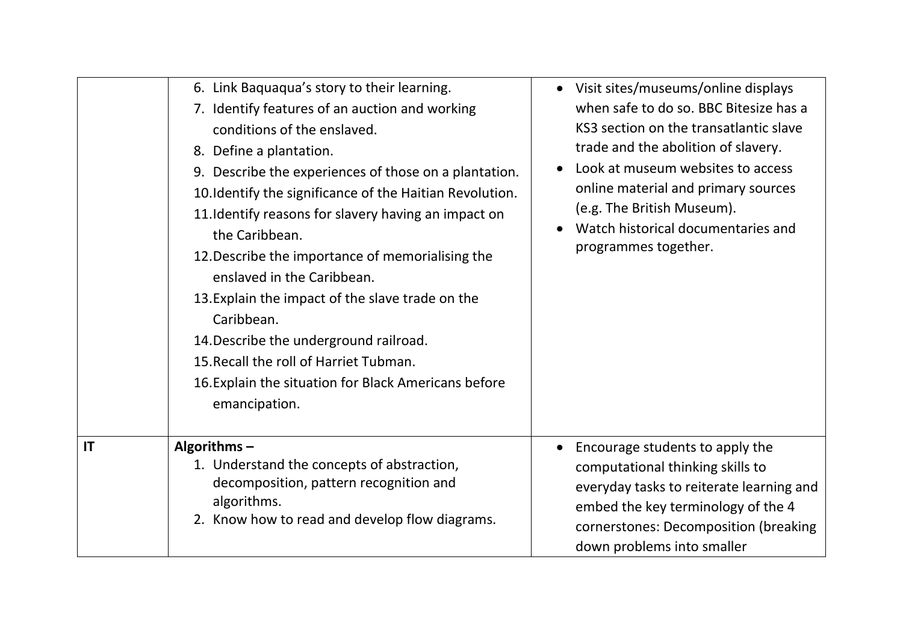|  |  |  |
|---|---|---|
|  | 6. Link Baquaqua's story to their learning.<br>7. Identify features of an auction and working conditions of the enslaved.<br>8. Define a plantation.<br>9. Describe the experiences of those on a plantation.<br>10. Identify the significance of the Haitian Revolution.<br>11. Identify reasons for slavery having an impact on the Caribbean.<br>12. Describe the importance of memorialising the enslaved in the Caribbean.<br>13. Explain the impact of the slave trade on the Caribbean.<br>14. Describe the underground railroad.<br>15. Recall the roll of Harriet Tubman.<br>16. Explain the situation for Black Americans before emancipation. | • Visit sites/museums/online displays when safe to do so. BBC Bitesize has a KS3 section on the transatlantic slave trade and the abolition of slavery.<br>• Look at museum websites to access online material and primary sources (e.g. The British Museum).<br>• Watch historical documentaries and programmes together. |
| **IT** | **Algorithms –**<br>1. Understand the concepts of abstraction, decomposition, pattern recognition and algorithms.<br>2. Know how to read and develop flow diagrams. | • Encourage students to apply the computational thinking skills to everyday tasks to reiterate learning and embed the key terminology of the 4 cornerstones: Decomposition (breaking down problems into smaller |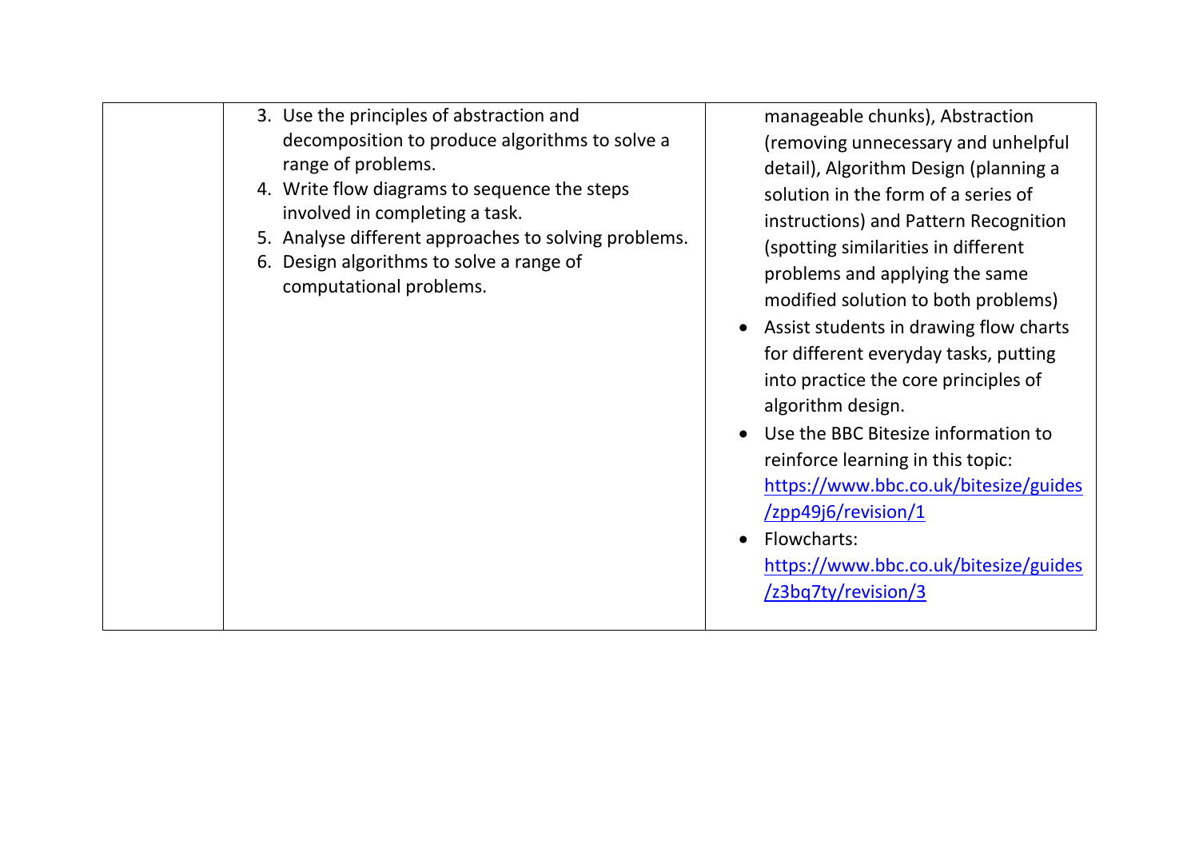|  | 3. Use the principles of abstraction and decomposition to produce algorithms to solve a range of problems.<br>4. Write flow diagrams to sequence the steps involved in completing a task.<br>5. Analyse different approaches to solving problems.<br>6. Design algorithms to solve a range of computational problems. | manageable chunks), Abstraction (removing unnecessary and unhelpful detail), Algorithm Design (planning a solution in the form of a series of instructions) and Pattern Recognition (spotting similarities in different problems and applying the same modified solution to both problems)<br>• Assist students in drawing flow charts for different everyday tasks, putting into practice the core principles of algorithm design.<br>• Use the BBC Bitesize information to reinforce learning in this topic: https://www.bbc.co.uk/bitesize/guides/zpp49j6/revision/1<br>• Flowcharts: https://www.bbc.co.uk/bitesize/guides/z3bq7ty/revision/3 |
|---|---|---|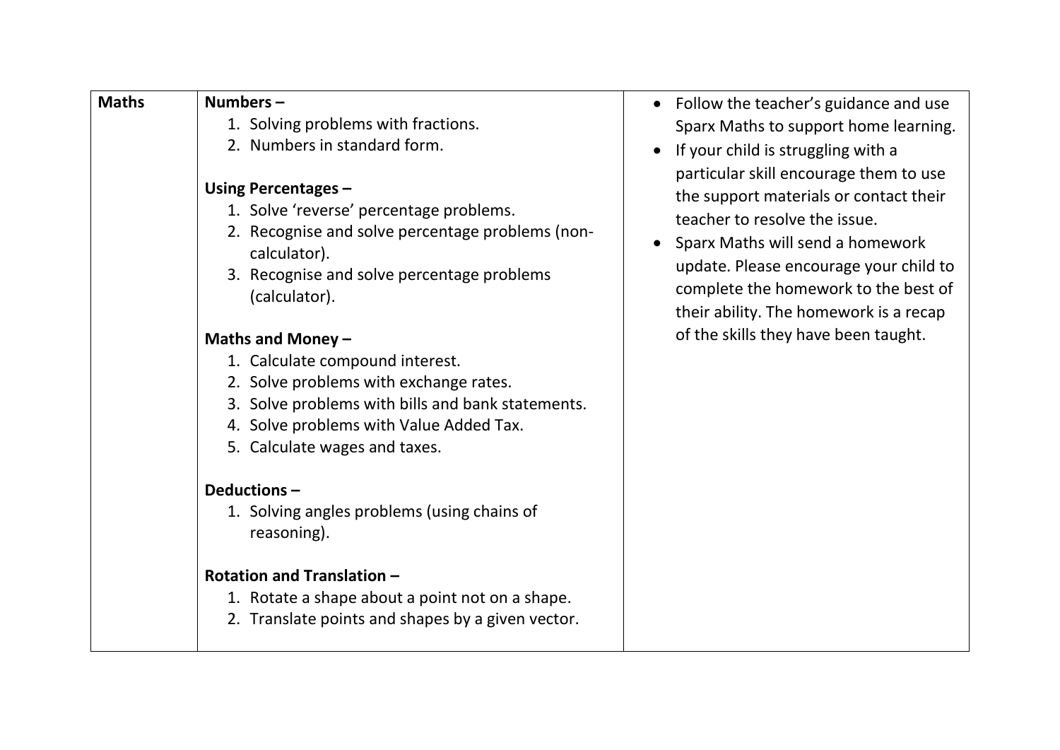| Maths | **Numbers –**<br>1. Solving problems with fractions.<br>2. Numbers in standard form.<br><br>**Using Percentages –**<br>1. Solve 'reverse' percentage problems.<br>2. Recognise and solve percentage problems (non-calculator).<br>3. Recognise and solve percentage problems (calculator).<br><br>**Maths and Money –**<br>1. Calculate compound interest.<br>2. Solve problems with exchange rates.<br>3. Solve problems with bills and bank statements.<br>4. Solve problems with Value Added Tax.<br>5. Calculate wages and taxes.<br><br>**Deductions –**<br>1. Solving angles problems (using chains of reasoning).<br><br>**Rotation and Translation –**<br>1. Rotate a shape about a point not on a shape.<br>2. Translate points and shapes by a given vector. | • Follow the teacher's guidance and use Sparx Maths to support home learning.<br>• If your child is struggling with a particular skill encourage them to use the support materials or contact their teacher to resolve the issue.<br>• Sparx Maths will send a homework update. Please encourage your child to complete the homework to the best of their ability. The homework is a recap of the skills they have been taught. |
|---|---|---|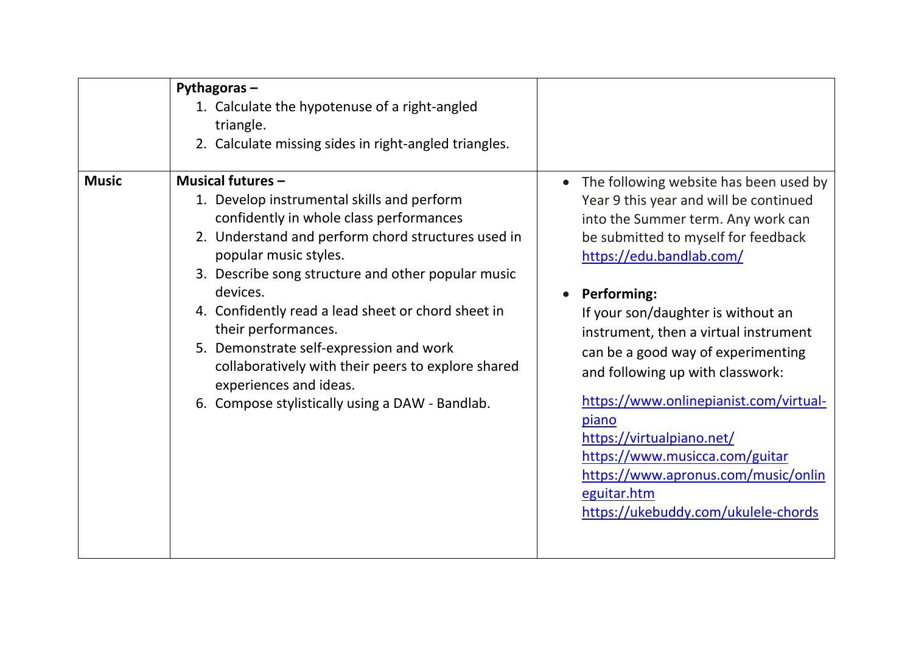| | | |
|---|---|---|
| | **Pythagoras –**<br>1. Calculate the hypotenuse of a right-angled triangle.<br>2. Calculate missing sides in right-angled triangles. | |
| **Music** | **Musical futures –**<br>1. Develop instrumental skills and perform confidently in whole class performances<br>2. Understand and perform chord structures used in popular music styles.<br>3. Describe song structure and other popular music devices.<br>4. Confidently read a lead sheet or chord sheet in their performances.<br>5. Demonstrate self-expression and work collaboratively with their peers to explore shared experiences and ideas.<br>6. Compose stylistically using a DAW - Bandlab. | • The following website has been used by Year 9 this year and will be continued into the Summer term. Any work can be submitted to myself for feedback https://edu.bandlab.com/<br><br>• **Performing:**<br>If your son/daughter is without an instrument, then a virtual instrument can be a good way of experimenting and following up with classwork:<br><br>https://www.onlinepianist.com/virtual-piano<br>https://virtualpiano.net/<br>https://www.musicca.com/guitar<br>https://www.apronus.com/music/onlineguitar.htm<br>https://ukebuddy.com/ukulele-chords |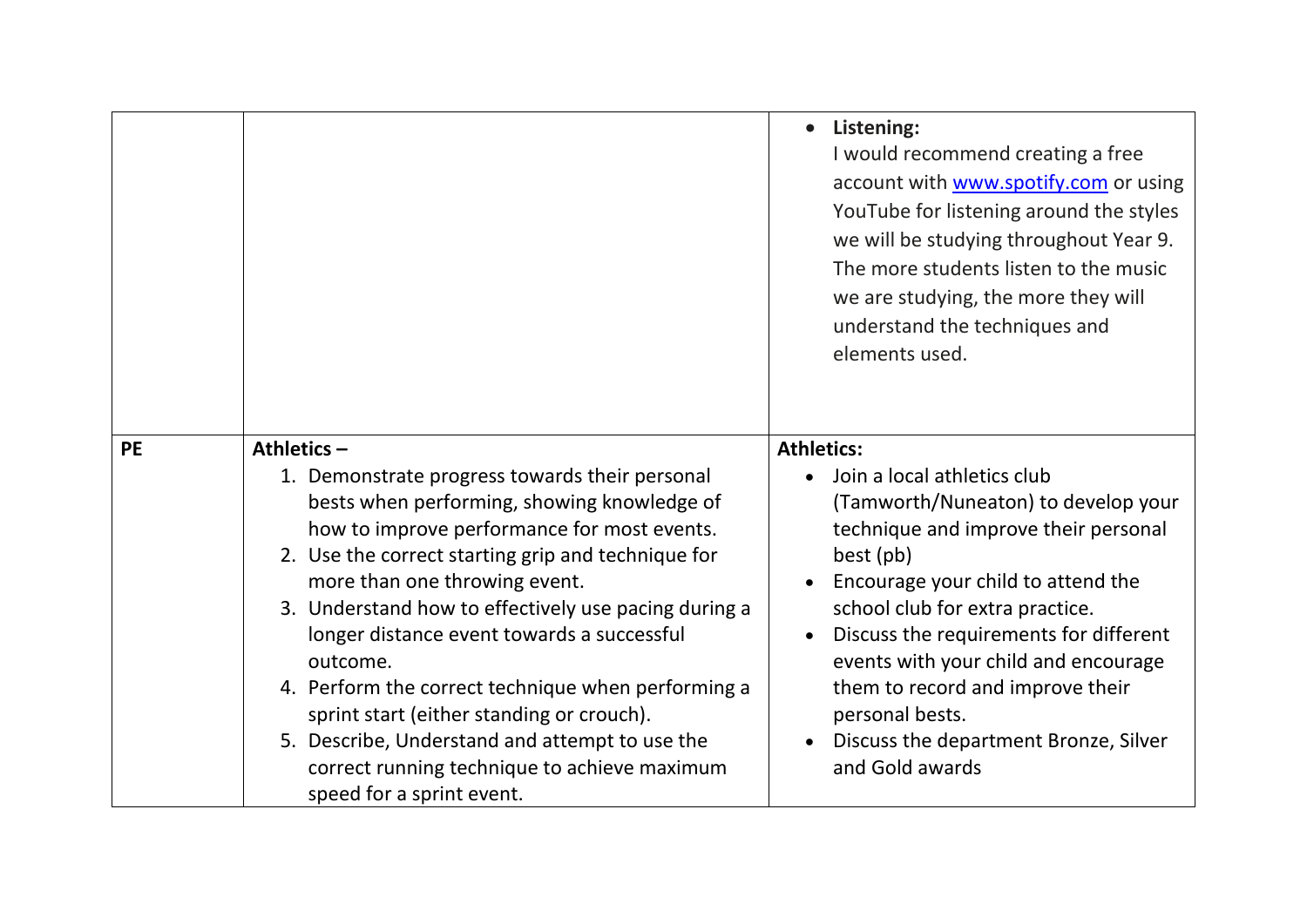| | | |
|---|---|---|
| | | • **Listening:** I would recommend creating a free account with [www.spotify.com](http://www.spotify.com) or using YouTube for listening around the styles we will be studying throughout Year 9. The more students listen to the music we are studying, the more they will understand the techniques and elements used. |
| **PE** | **Athletics –**<br>1. Demonstrate progress towards their personal bests when performing, showing knowledge of how to improve performance for most events.<br>2. Use the correct starting grip and technique for more than one throwing event.<br>3. Understand how to effectively use pacing during a longer distance event towards a successful outcome.<br>4. Perform the correct technique when performing a sprint start (either standing or crouch).<br>5. Describe, Understand and attempt to use the correct running technique to achieve maximum speed for a sprint event. | **Athletics:**<br>• Join a local athletics club (Tamworth/Nuneaton) to develop your technique and improve their personal best (pb)<br>• Encourage your child to attend the school club for extra practice.<br>• Discuss the requirements for different events with your child and encourage them to record and improve their personal bests.<br>• Discuss the department Bronze, Silver and Gold awards |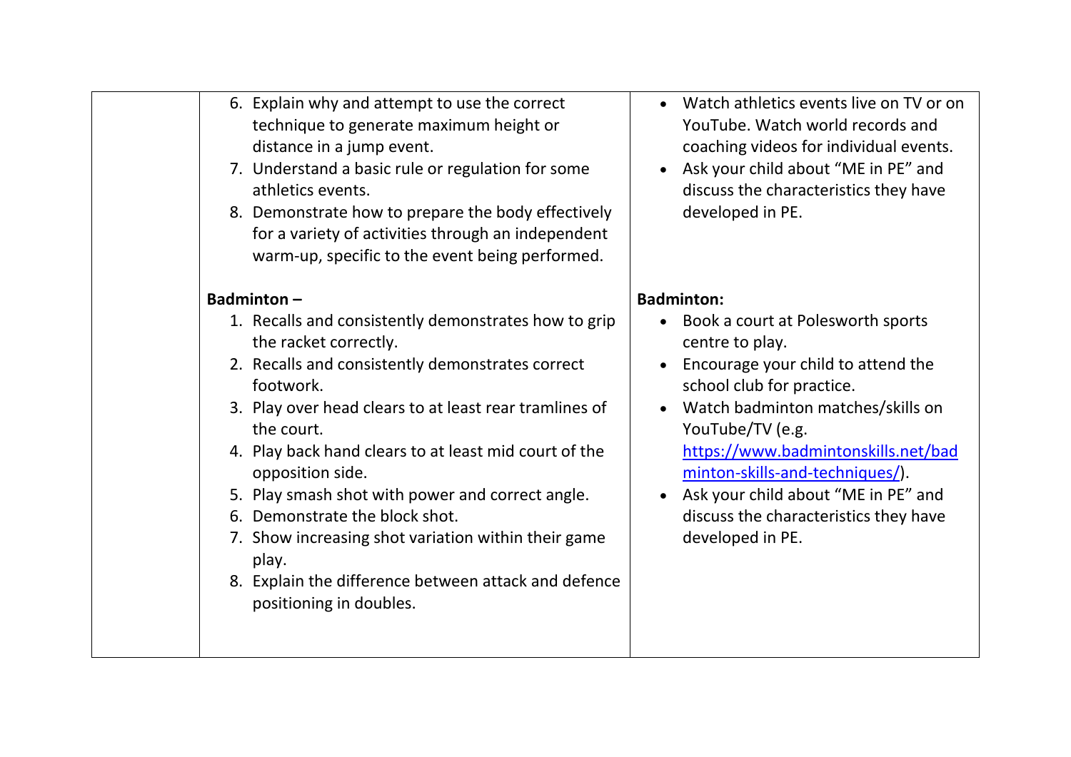| | | |
|---|---|---|
| | 6. Explain why and attempt to use the correct technique to generate maximum height or distance in a jump event.<br>7. Understand a basic rule or regulation for some athletics events.<br>8. Demonstrate how to prepare the body effectively for a variety of activities through an independent warm-up, specific to the event being performed. | • Watch athletics events live on TV or on YouTube. Watch world records and coaching videos for individual events.<br>• Ask your child about "ME in PE" and discuss the characteristics they have developed in PE. |
| | **Badminton –**<br>1. Recalls and consistently demonstrates how to grip the racket correctly.<br>2. Recalls and consistently demonstrates correct footwork.<br>3. Play over head clears to at least rear tramlines of the court.<br>4. Play back hand clears to at least mid court of the opposition side.<br>5. Play smash shot with power and correct angle.<br>6. Demonstrate the block shot.<br>7. Show increasing shot variation within their game play.<br>8. Explain the difference between attack and defence positioning in doubles. | **Badminton:**<br>• Book a court at Polesworth sports centre to play.<br>• Encourage your child to attend the school club for practice.<br>• Watch badminton matches/skills on YouTube/TV (e.g. https://www.badmintonskills.net/badminton-skills-and-techniques/).<br>• Ask your child about "ME in PE" and discuss the characteristics they have developed in PE. |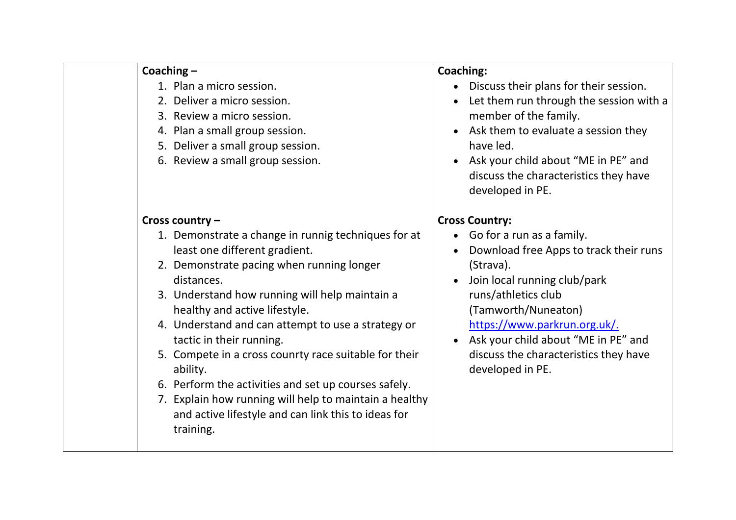|  | **Coaching –**<br>1. Plan a micro session.<br>2. Deliver a micro session.<br>3. Review a micro session.<br>4. Plan a small group session.<br>5. Deliver a small group session.<br>6. Review a small group session.<br><br>**Cross country –**<br>1. Demonstrate a change in runnig techniques for at least one different gradient.<br>2. Demonstrate pacing when running longer distances.<br>3. Understand how running will help maintain a healthy and active lifestyle.<br>4. Understand and can attempt to use a strategy or tactic in their running.<br>5. Compete in a cross counrty race suitable for their ability.<br>6. Perform the activities and set up courses safely.<br>7. Explain how running will help to maintain a healthy and active lifestyle and can link this to ideas for training. | **Coaching:**<br>• Discuss their plans for their session.<br>• Let them run through the session with a member of the family.<br>• Ask them to evaluate a session they have led.<br>• Ask your child about "ME in PE" and discuss the characteristics they have developed in PE.<br><br>**Cross Country:**<br>• Go for a run as a family.<br>• Download free Apps to track their runs (Strava).<br>• Join local running club/park runs/athletics club (Tamworth/Nuneaton) https://www.parkrun.org.uk/.<br>• Ask your child about "ME in PE" and discuss the characteristics they have developed in PE. |
|---|---|---|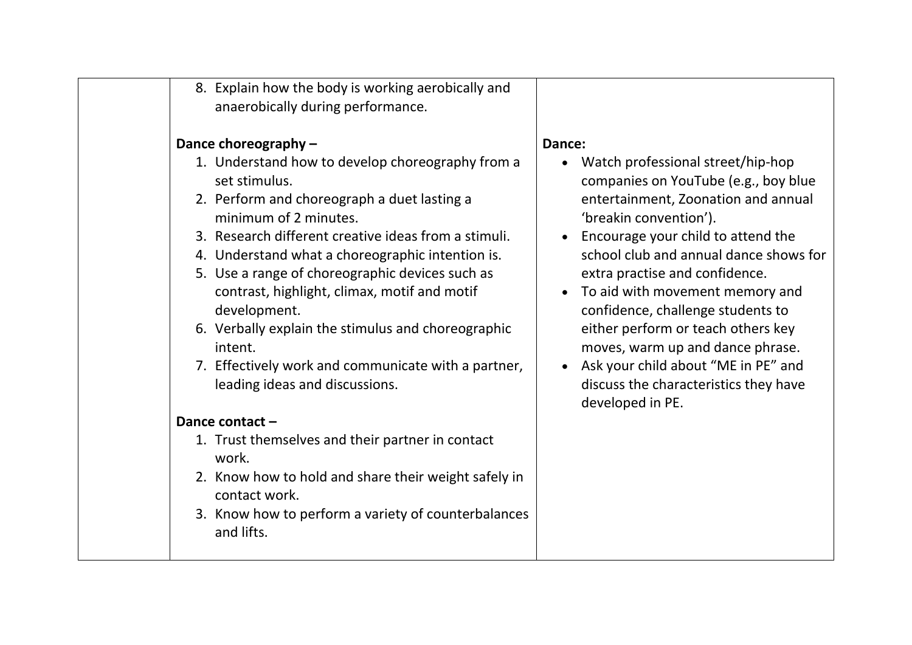|  |  |  |
|---|---|---|
|  | 8. Explain how the body is working aerobically and anaerobically during performance.<br><br>**Dance choreography –**<br>1. Understand how to develop choreography from a set stimulus.<br>2. Perform and choreograph a duet lasting a minimum of 2 minutes.<br>3. Research different creative ideas from a stimuli.<br>4. Understand what a choreographic intention is.<br>5. Use a range of choreographic devices such as contrast, highlight, climax, motif and motif development.<br>6. Verbally explain the stimulus and choreographic intent.<br>7. Effectively work and communicate with a partner, leading ideas and discussions.<br><br>**Dance contact –**<br>1. Trust themselves and their partner in contact work.<br>2. Know how to hold and share their weight safely in contact work.<br>3. Know how to perform a variety of counterbalances and lifts. | **Dance:**<br>• Watch professional street/hip-hop companies on YouTube (e.g., boy blue entertainment, Zoonation and annual 'breakin convention').<br>• Encourage your child to attend the school club and annual dance shows for extra practise and confidence.<br>• To aid with movement memory and confidence, challenge students to either perform or teach others key moves, warm up and dance phrase.<br>• Ask your child about "ME in PE" and discuss the characteristics they have developed in PE. |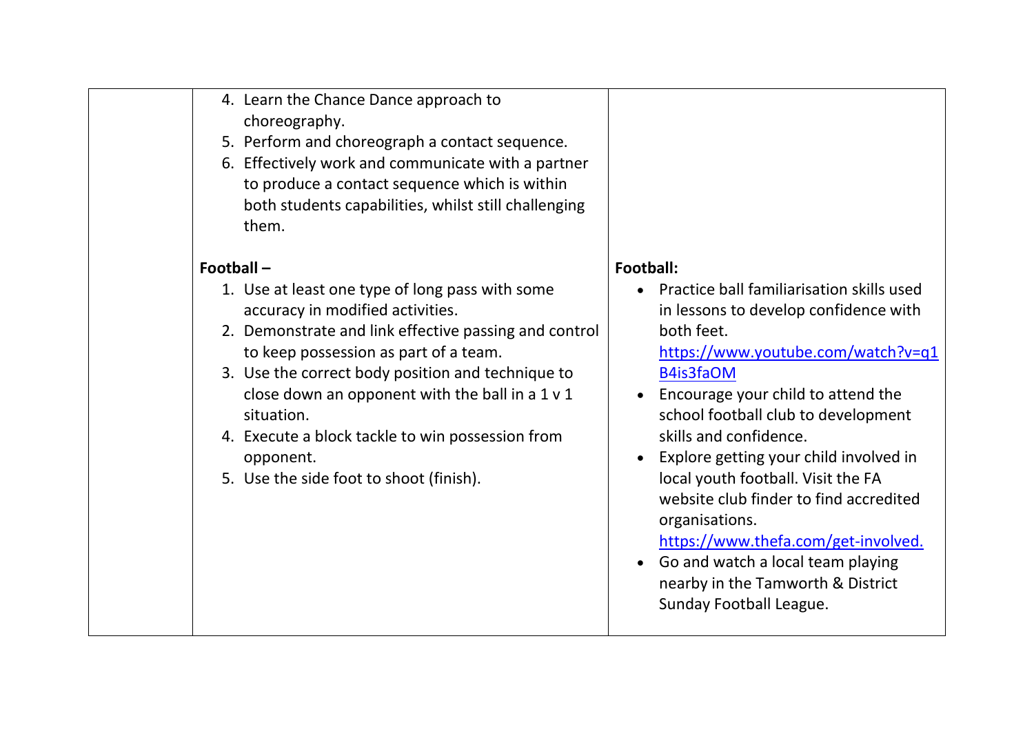| | | |
|---|---|---|
| | 4. Learn the Chance Dance approach to choreography.<br>5. Perform and choreograph a contact sequence.<br>6. Effectively work and communicate with a partner to produce a contact sequence which is within both students capabilities, whilst still challenging them.<br><br>**Football –**<br>1. Use at least one type of long pass with some accuracy in modified activities.<br>2. Demonstrate and link effective passing and control to keep possession as part of a team.<br>3. Use the correct body position and technique to close down an opponent with the ball in a 1 v 1 situation.<br>4. Execute a block tackle to win possession from opponent.<br>5. Use the side foot to shoot (finish). | <br><br><br><br><br>**Football:**<br>• Practice ball familiarisation skills used in lessons to develop confidence with both feet. https://www.youtube.com/watch?v=q1B4is3faOM<br>• Encourage your child to attend the school football club to development skills and confidence.<br>• Explore getting your child involved in local youth football. Visit the FA website club finder to find accredited organisations. https://www.thefa.com/get-involved.<br>• Go and watch a local team playing nearby in the Tamworth & District Sunday Football League. |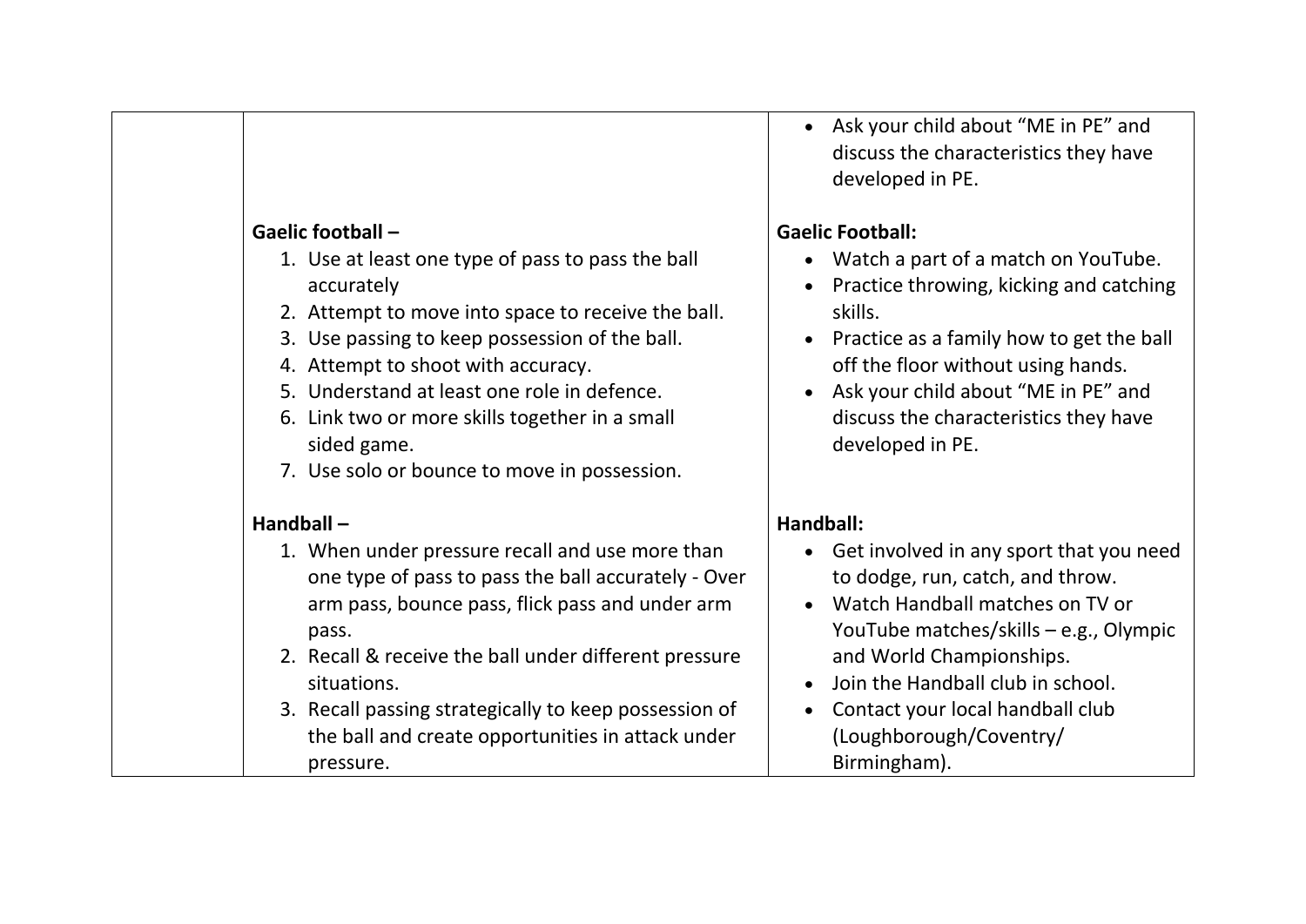| | | |
|---|---|---|
| | **Gaelic football –**<br>1. Use at least one type of pass to pass the ball accurately<br>2. Attempt to move into space to receive the ball.<br>3. Use passing to keep possession of the ball.<br>4. Attempt to shoot with accuracy.<br>5. Understand at least one role in defence.<br>6. Link two or more skills together in a small sided game.<br>7. Use solo or bounce to move in possession.<br><br>**Handball –**<br>1. When under pressure recall and use more than one type of pass to pass the ball accurately - Over arm pass, bounce pass, flick pass and under arm pass.<br>2. Recall & receive the ball under different pressure situations.<br>3. Recall passing strategically to keep possession of the ball and create opportunities in attack under pressure. | • Ask your child about "ME in PE" and discuss the characteristics they have developed in PE.<br><br>**Gaelic Football:**<br>• Watch a part of a match on YouTube.<br>• Practice throwing, kicking and catching skills.<br>• Practice as a family how to get the ball off the floor without using hands.<br>• Ask your child about "ME in PE" and discuss the characteristics they have developed in PE.<br><br>**Handball:**<br>• Get involved in any sport that you need to dodge, run, catch, and throw.<br>• Watch Handball matches on TV or YouTube matches/skills – e.g., Olympic and World Championships.<br>• Join the Handball club in school.<br>• Contact your local handball club (Loughborough/Coventry/ Birmingham). |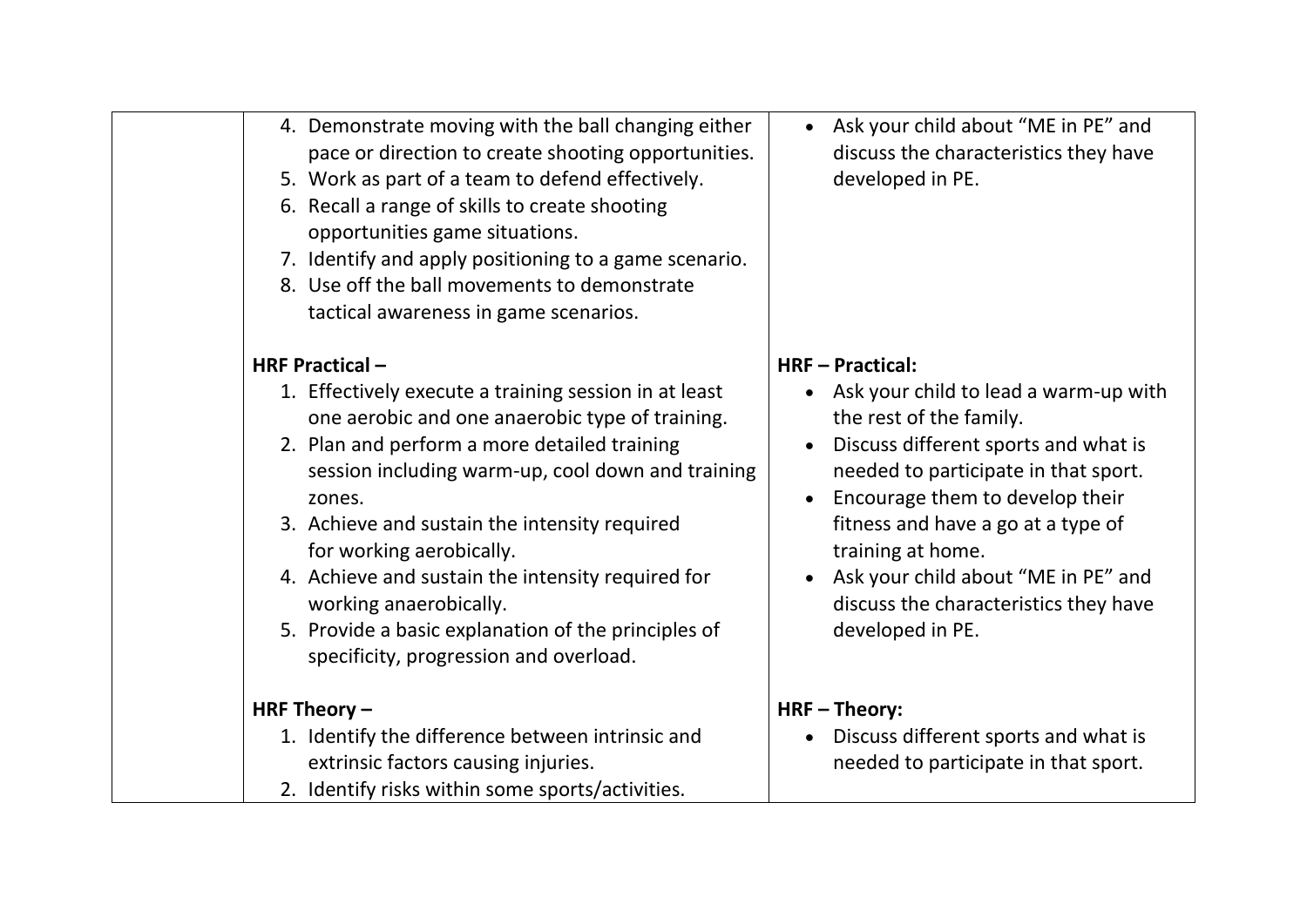| | | |
|---|---|---|
| | 4. Demonstrate moving with the ball changing either pace or direction to create shooting opportunities.<br>5. Work as part of a team to defend effectively.<br>6. Recall a range of skills to create shooting opportunities game situations.<br>7. Identify and apply positioning to a game scenario.<br>8. Use off the ball movements to demonstrate tactical awareness in game scenarios.<br><br>**HRF Practical –**<br>1. Effectively execute a training session in at least one aerobic and one anaerobic type of training.<br>2. Plan and perform a more detailed training session including warm-up, cool down and training zones.<br>3. Achieve and sustain the intensity required for working aerobically.<br>4. Achieve and sustain the intensity required for working anaerobically.<br>5. Provide a basic explanation of the principles of specificity, progression and overload.<br><br>**HRF Theory –**<br>1. Identify the difference between intrinsic and extrinsic factors causing injuries.<br>2. Identify risks within some sports/activities. | • Ask your child about "ME in PE" and discuss the characteristics they have developed in PE.<br><br>**HRF – Practical:**<br>• Ask your child to lead a warm-up with the rest of the family.<br>• Discuss different sports and what is needed to participate in that sport.<br>• Encourage them to develop their fitness and have a go at a type of training at home.<br>• Ask your child about "ME in PE" and discuss the characteristics they have developed in PE.<br><br>**HRF – Theory:**<br>• Discuss different sports and what is needed to participate in that sport. |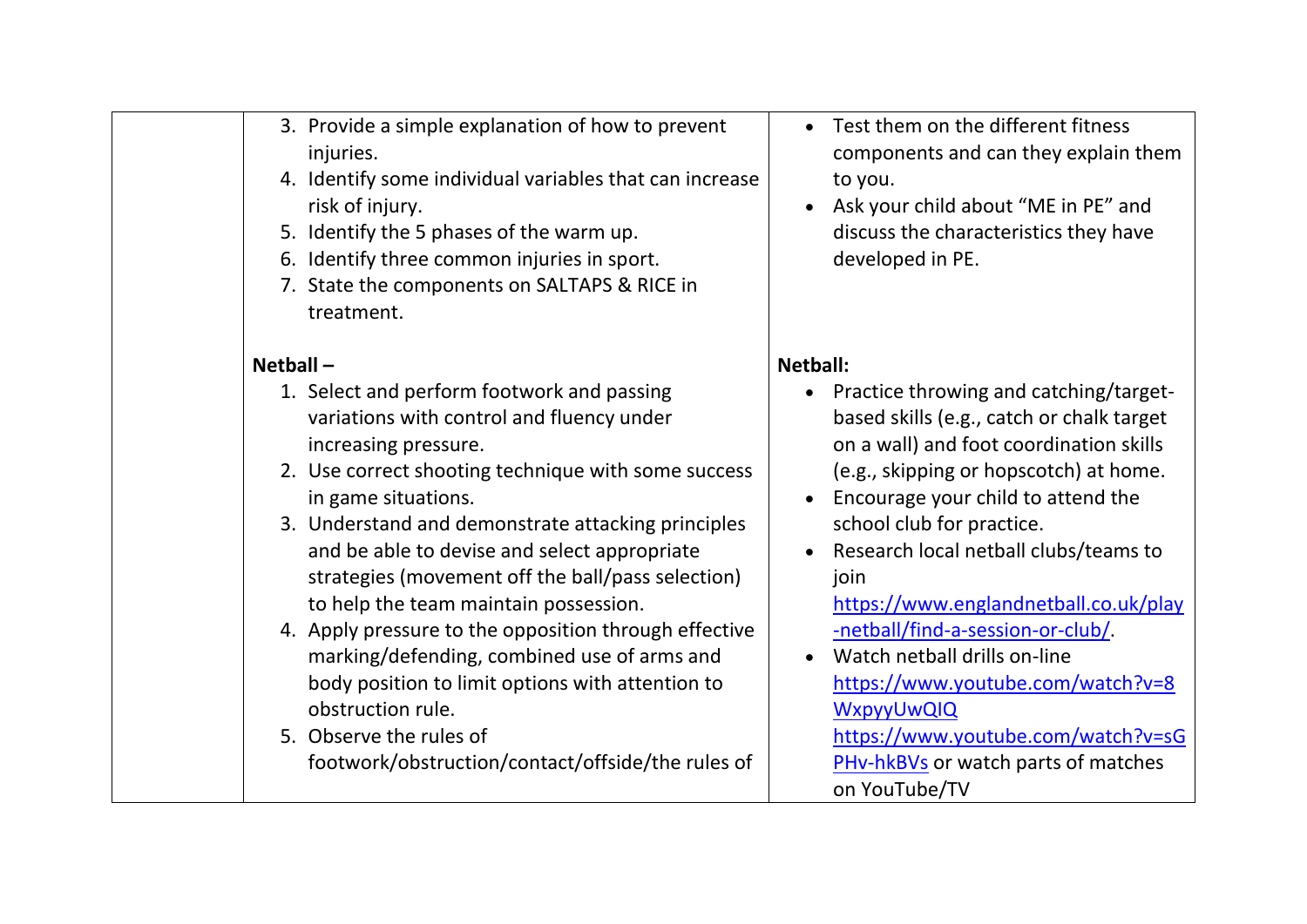| | | |
|---|---|---|
| | 3. Provide a simple explanation of how to prevent injuries.<br>4. Identify some individual variables that can increase risk of injury.<br>5. Identify the 5 phases of the warm up.<br>6. Identify three common injuries in sport.<br>7. State the components on SALTAPS & RICE in treatment.<br><br>**Netball –**<br>1. Select and perform footwork and passing variations with control and fluency under increasing pressure.<br>2. Use correct shooting technique with some success in game situations.<br>3. Understand and demonstrate attacking principles and be able to devise and select appropriate strategies (movement off the ball/pass selection) to help the team maintain possession.<br>4. Apply pressure to the opposition through effective marking/defending, combined use of arms and body position to limit options with attention to obstruction rule.<br>5. Observe the rules of footwork/obstruction/contact/offside/the rules of | • Test them on the different fitness components and can they explain them to you.<br>• Ask your child about “ME in PE” and discuss the characteristics they have developed in PE.<br><br>**Netball:**<br>• Practice throwing and catching/target-based skills (e.g., catch or chalk target on a wall) and foot coordination skills (e.g., skipping or hopscotch) at home.<br>• Encourage your child to attend the school club for practice.<br>• Research local netball clubs/teams to join https://www.englandnetball.co.uk/play-netball/find-a-session-or-club/.<br>• Watch netball drills on-line https://www.youtube.com/watch?v=8WxpyyUwQIQ https://www.youtube.com/watch?v=sGPHv-hkBVs or watch parts of matches on YouTube/TV |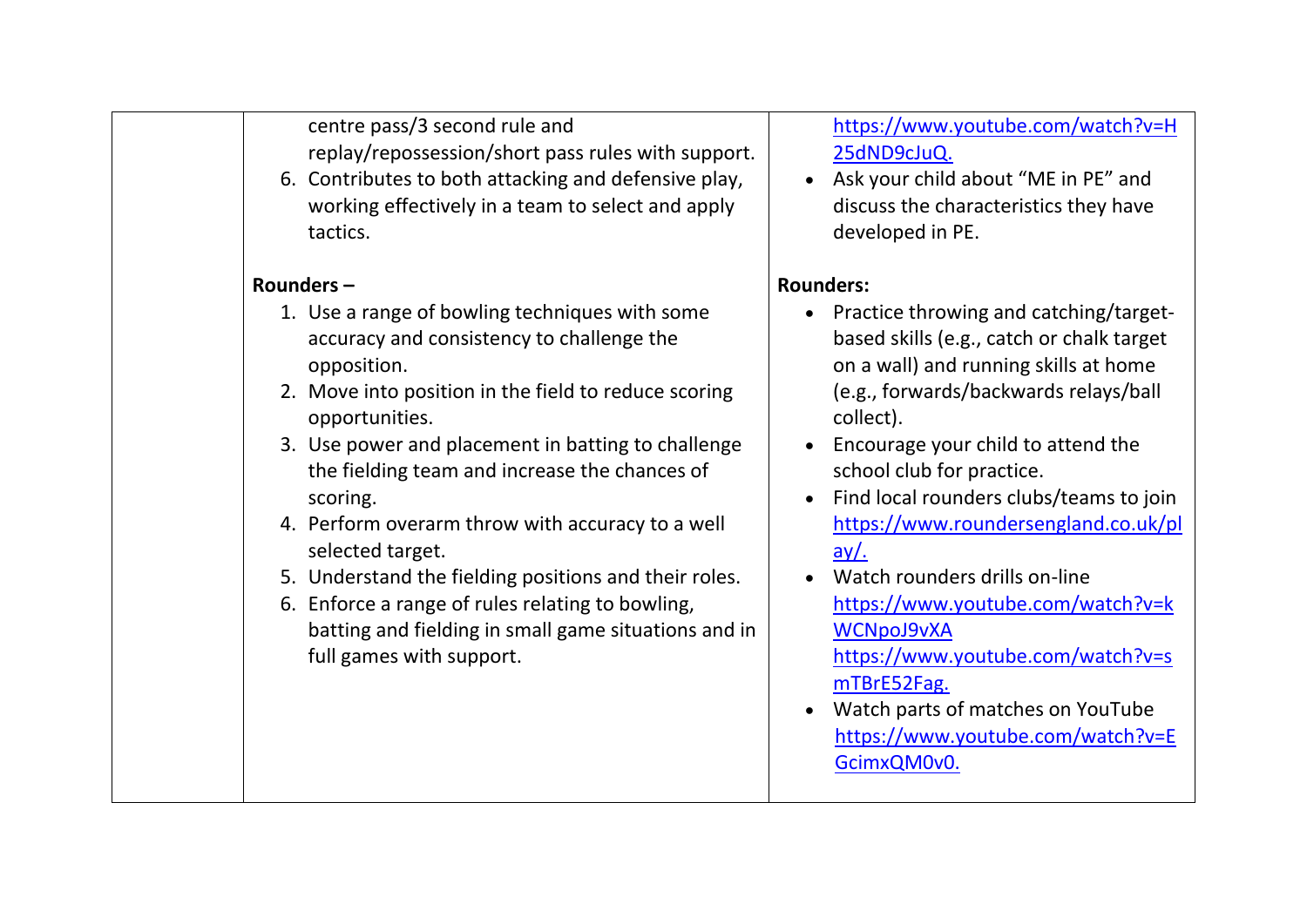| | | |
|---|---|---|
| | centre pass/3 second rule and replay/repossession/short pass rules with support.<br>6. Contributes to both attacking and defensive play, working effectively in a team to select and apply tactics.<br><br>**Rounders –**<br>1. Use a range of bowling techniques with some accuracy and consistency to challenge the opposition.<br>2. Move into position in the field to reduce scoring opportunities.<br>3. Use power and placement in batting to challenge the fielding team and increase the chances of scoring.<br>4. Perform overarm throw with accuracy to a well selected target.<br>5. Understand the fielding positions and their roles.<br>6. Enforce a range of rules relating to bowling, batting and fielding in small game situations and in full games with support. | https://www.youtube.com/watch?v=H25dND9cJuQ.<br>• Ask your child about "ME in PE" and discuss the characteristics they have developed in PE.<br><br>**Rounders:**<br>• Practice throwing and catching/target-based skills (e.g., catch or chalk target on a wall) and running skills at home (e.g., forwards/backwards relays/ball collect).<br>• Encourage your child to attend the school club for practice.<br>• Find local rounders clubs/teams to join https://www.roundersengland.co.uk/play/.<br>• Watch rounders drills on-line https://www.youtube.com/watch?v=kWCNpoJ9vXA https://www.youtube.com/watch?v=smTBrE52Fag.<br>• Watch parts of matches on YouTube https://www.youtube.com/watch?v=EGcimxQM0v0. |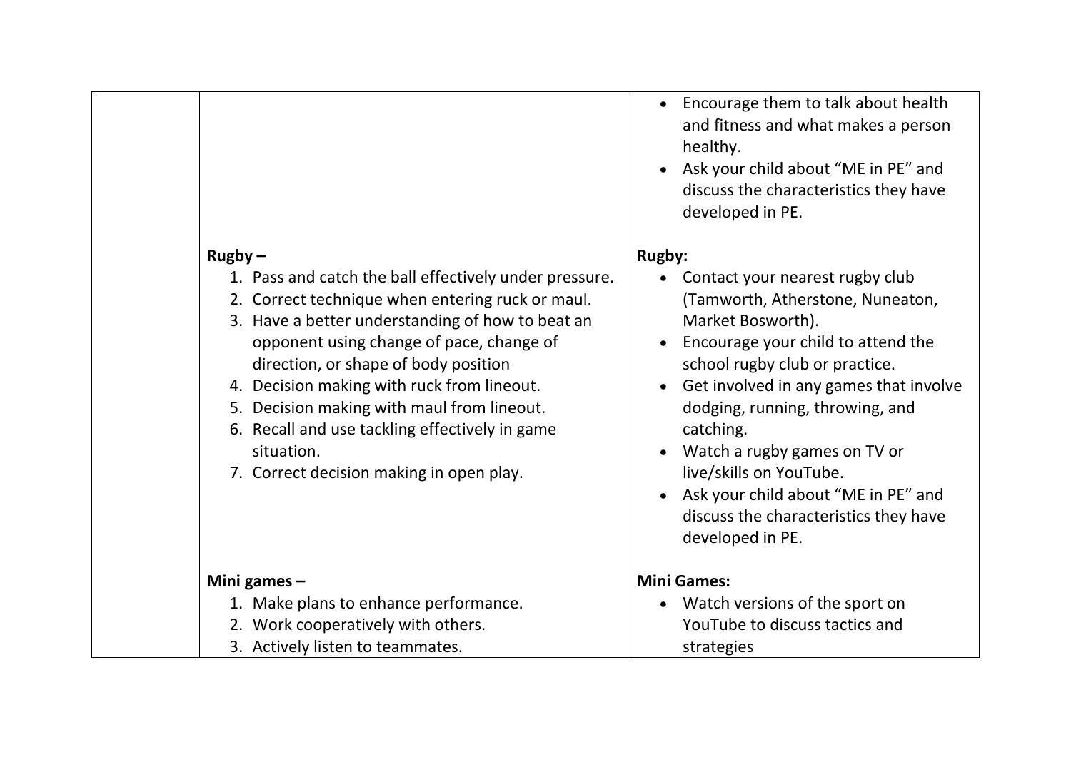| | | |
|---|---|---|
| | | <ul><li>Encourage them to talk about health and fitness and what makes a person healthy.</li><li>Ask your child about "ME in PE" and discuss the characteristics they have developed in PE.</li></ul> |
| | **Rugby –**<br>1. Pass and catch the ball effectively under pressure.<br>2. Correct technique when entering ruck or maul.<br>3. Have a better understanding of how to beat an opponent using change of pace, change of direction, or shape of body position<br>4. Decision making with ruck from lineout.<br>5. Decision making with maul from lineout.<br>6. Recall and use tackling effectively in game situation.<br>7. Correct decision making in open play. | **Rugby:**<ul><li>Contact your nearest rugby club (Tamworth, Atherstone, Nuneaton, Market Bosworth).</li><li>Encourage your child to attend the school rugby club or practice.</li><li>Get involved in any games that involve dodging, running, throwing, and catching.</li><li>Watch a rugby games on TV or live/skills on YouTube.</li><li>Ask your child about "ME in PE" and discuss the characteristics they have developed in PE.</li></ul> |
| | **Mini games –**<br>1. Make plans to enhance performance.<br>2. Work cooperatively with others.<br>3. Actively listen to teammates. | **Mini Games:**<ul><li>Watch versions of the sport on YouTube to discuss tactics and strategies</li></ul> |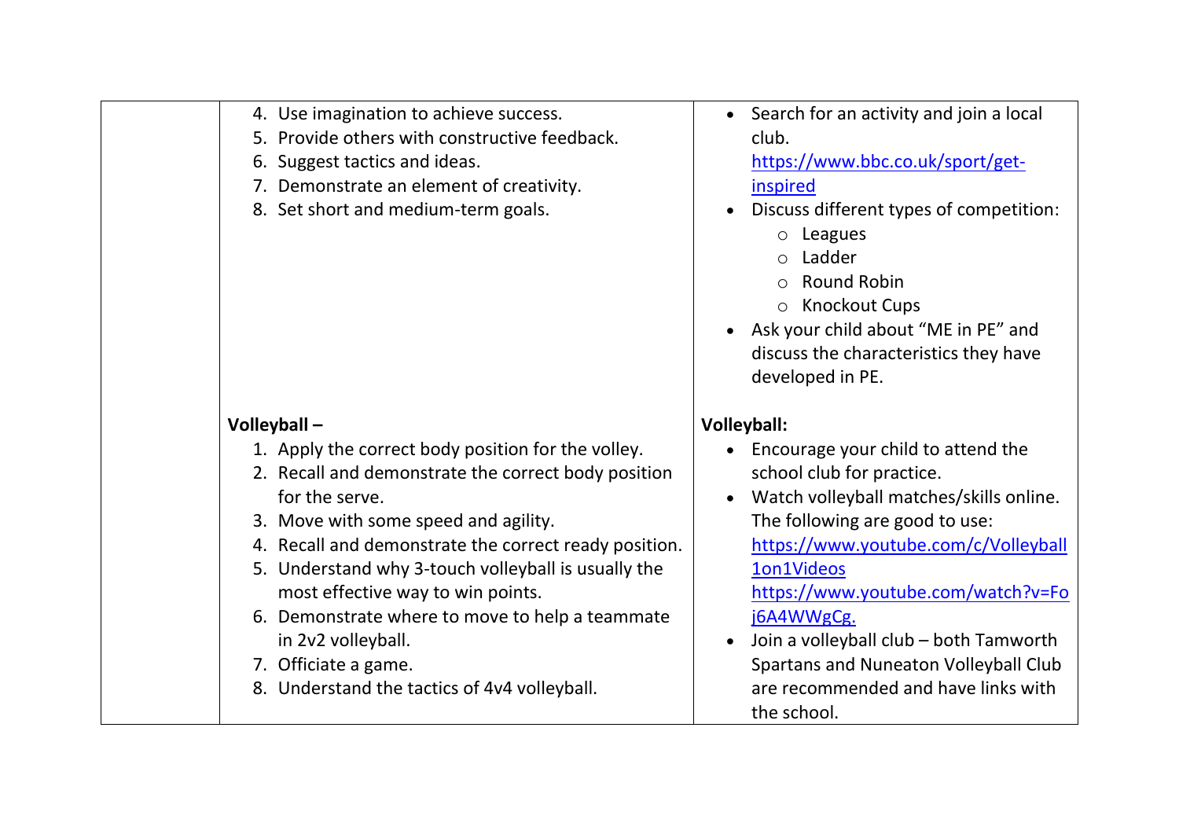| | | |
|---|---|---|
| | 4. Use imagination to achieve success.<br>5. Provide others with constructive feedback.<br>6. Suggest tactics and ideas.<br>7. Demonstrate an element of creativity.<br>8. Set short and medium-term goals. | • Search for an activity and join a local club. https://www.bbc.co.uk/sport/get-inspired<br>• Discuss different types of competition:<br>  ○ Leagues<br>  ○ Ladder<br>  ○ Round Robin<br>  ○ Knockout Cups<br>• Ask your child about "ME in PE" and discuss the characteristics they have developed in PE. |
| | **Volleyball –**<br>1. Apply the correct body position for the volley.<br>2. Recall and demonstrate the correct body position for the serve.<br>3. Move with some speed and agility.<br>4. Recall and demonstrate the correct ready position.<br>5. Understand why 3-touch volleyball is usually the most effective way to win points.<br>6. Demonstrate where to move to help a teammate in 2v2 volleyball.<br>7. Officiate a game.<br>8. Understand the tactics of 4v4 volleyball. | **Volleyball:**<br>• Encourage your child to attend the school club for practice.<br>• Watch volleyball matches/skills online. The following are good to use: https://www.youtube.com/c/Volleyball1on1Videos https://www.youtube.com/watch?v=Foj6A4WWgCg.<br>• Join a volleyball club – both Tamworth Spartans and Nuneaton Volleyball Club are recommended and have links with the school. |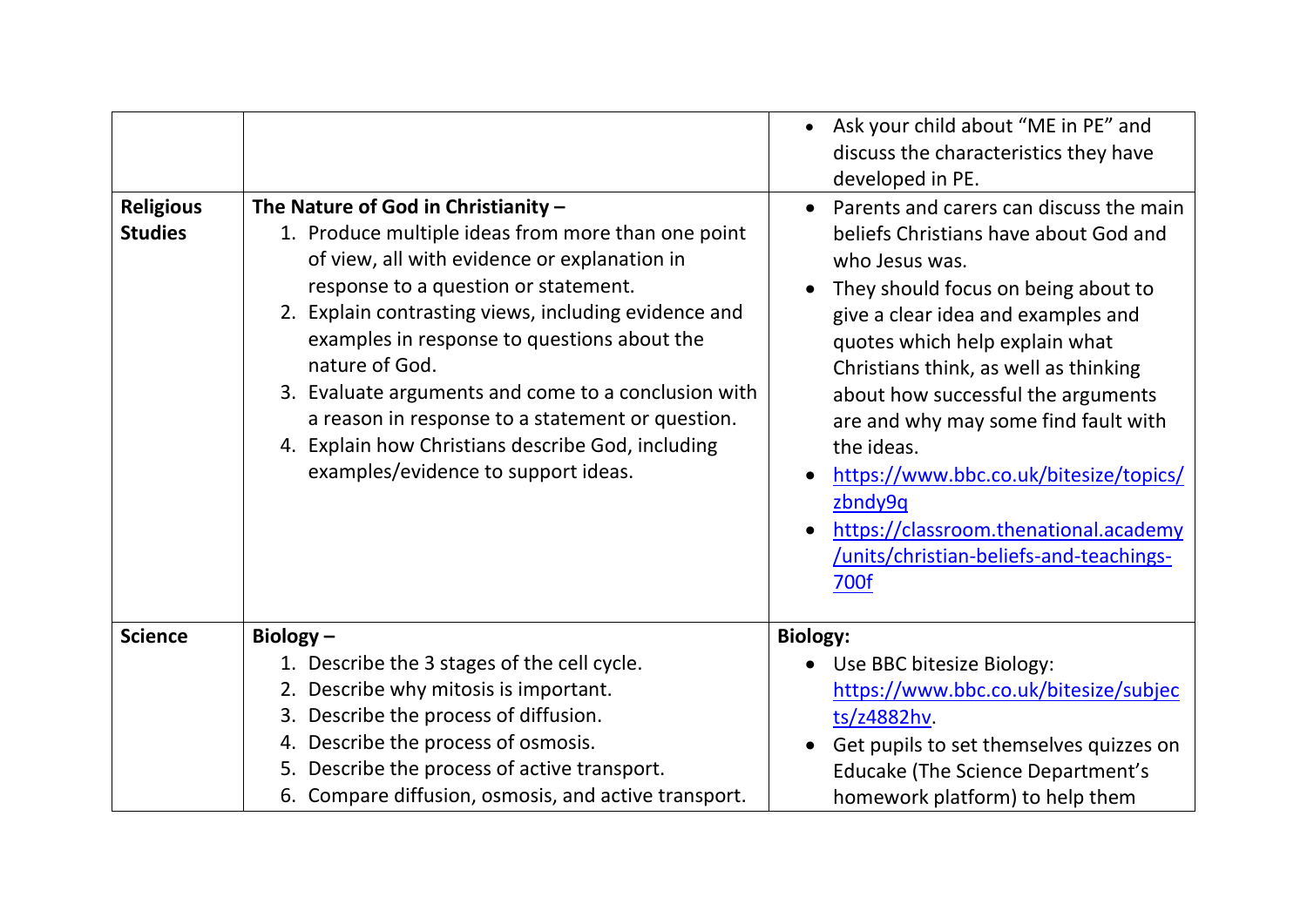| | | |
|---|---|---|
| | | • Ask your child about "ME in PE" and discuss the characteristics they have developed in PE. |
| **Religious Studies** | **The Nature of God in Christianity –**<br>1. Produce multiple ideas from more than one point of view, all with evidence or explanation in response to a question or statement.<br>2. Explain contrasting views, including evidence and examples in response to questions about the nature of God.<br>3. Evaluate arguments and come to a conclusion with a reason in response to a statement or question.<br>4. Explain how Christians describe God, including examples/evidence to support ideas. | • Parents and carers can discuss the main beliefs Christians have about God and who Jesus was.<br>• They should focus on being about to give a clear idea and examples and quotes which help explain what Christians think, as well as thinking about how successful the arguments are and why may some find fault with the ideas.<br>• https://www.bbc.co.uk/bitesize/topics/zbndy9q<br>• https://classroom.thenational.academy/units/christian-beliefs-and-teachings-700f |
| **Science** | **Biology –**<br>1. Describe the 3 stages of the cell cycle.<br>2. Describe why mitosis is important.<br>3. Describe the process of diffusion.<br>4. Describe the process of osmosis.<br>5. Describe the process of active transport.<br>6. Compare diffusion, osmosis, and active transport. | **Biology:**<br>• Use BBC bitesize Biology: https://www.bbc.co.uk/bitesize/subjects/z4882hv.<br>• Get pupils to set themselves quizzes on Educake (The Science Department's homework platform) to help them |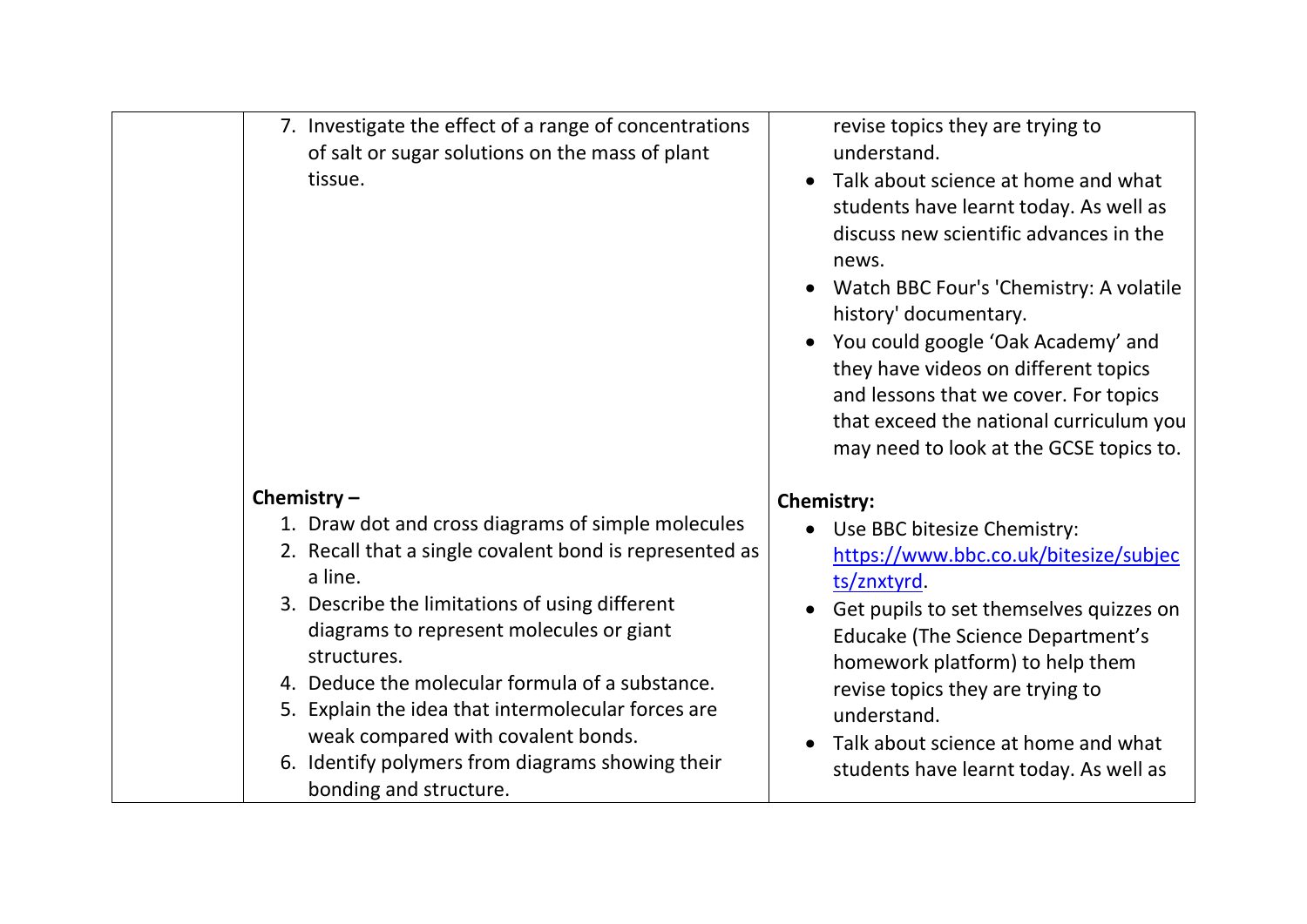| | | |
|---|---|---|
| | 7. Investigate the effect of a range of concentrations of salt or sugar solutions on the mass of plant tissue. | revise topics they are trying to understand.<br>• Talk about science at home and what students have learnt today. As well as discuss new scientific advances in the news.<br>• Watch BBC Four's 'Chemistry: A volatile history' documentary.<br>• You could google 'Oak Academy' and they have videos on different topics and lessons that we cover. For topics that exceed the national curriculum you may need to look at the GCSE topics to. |
| | **Chemistry –**<br>1. Draw dot and cross diagrams of simple molecules<br>2. Recall that a single covalent bond is represented as a line.<br>3. Describe the limitations of using different diagrams to represent molecules or giant structures.<br>4. Deduce the molecular formula of a substance.<br>5. Explain the idea that intermolecular forces are weak compared with covalent bonds.<br>6. Identify polymers from diagrams showing their bonding and structure. | **Chemistry:**<br>• Use BBC bitesize Chemistry: [https://www.bbc.co.uk/bitesize/subjects/znxtyrd](https://www.bbc.co.uk/bitesize/subjects/znxtyrd).<br>• Get pupils to set themselves quizzes on Educake (The Science Department's homework platform) to help them revise topics they are trying to understand.<br>• Talk about science at home and what students have learnt today. As well as |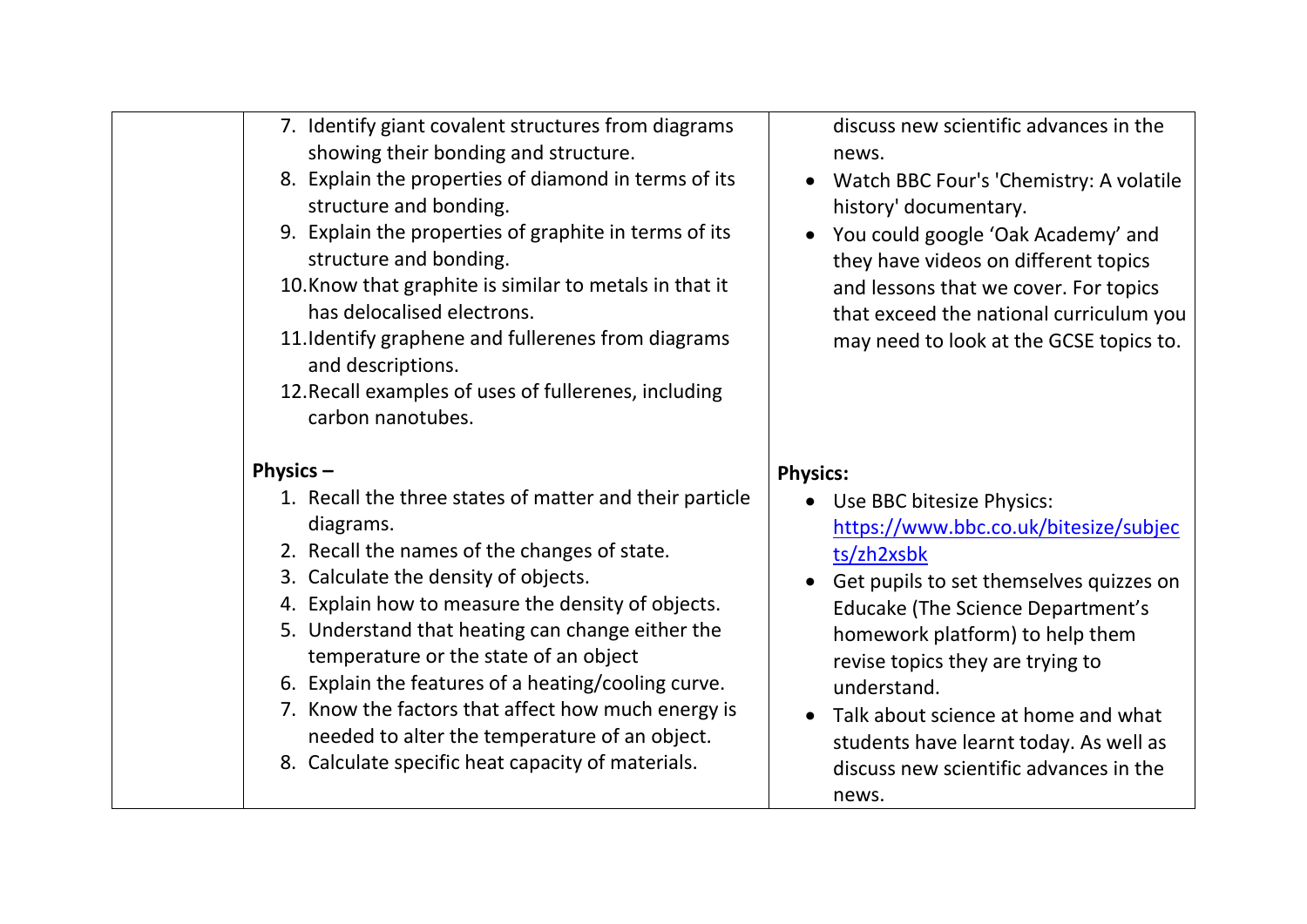| | | |
|---|---|---|
| | 7. Identify giant covalent structures from diagrams showing their bonding and structure.<br>8. Explain the properties of diamond in terms of its structure and bonding.<br>9. Explain the properties of graphite in terms of its structure and bonding.<br>10. Know that graphite is similar to metals in that it has delocalised electrons.<br>11. Identify graphene and fullerenes from diagrams and descriptions.<br>12. Recall examples of uses of fullerenes, including carbon nanotubes.<br><br>**Physics –**<br>1. Recall the three states of matter and their particle diagrams.<br>2. Recall the names of the changes of state.<br>3. Calculate the density of objects.<br>4. Explain how to measure the density of objects.<br>5. Understand that heating can change either the temperature or the state of an object<br>6. Explain the features of a heating/cooling curve.<br>7. Know the factors that affect how much energy is needed to alter the temperature of an object.<br>8. Calculate specific heat capacity of materials. | discuss new scientific advances in the news.<br>• Watch BBC Four's 'Chemistry: A volatile history' documentary.<br>• You could google 'Oak Academy' and they have videos on different topics and lessons that we cover. For topics that exceed the national curriculum you may need to look at the GCSE topics to.<br><br>**Physics:**<br>• Use BBC bitesize Physics: [https://www.bbc.co.uk/bitesize/subjects/zh2xsbk](https://www.bbc.co.uk/bitesize/subjects/zh2xsbk)<br>• Get pupils to set themselves quizzes on Educake (The Science Department's homework platform) to help them revise topics they are trying to understand.<br>• Talk about science at home and what students have learnt today. As well as discuss new scientific advances in the news. |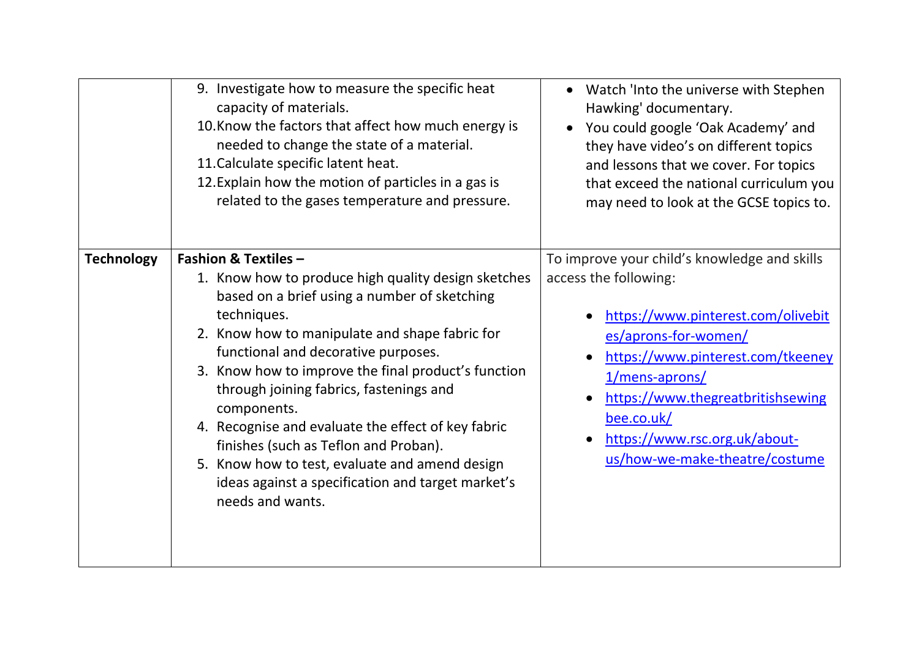| | | |
|---|---|---|
| | 9. Investigate how to measure the specific heat capacity of materials.<br>10. Know the factors that affect how much energy is needed to change the state of a material.<br>11. Calculate specific latent heat.<br>12. Explain how the motion of particles in a gas is related to the gases temperature and pressure. | • Watch 'Into the universe with Stephen Hawking' documentary.<br>• You could google 'Oak Academy' and they have video's on different topics and lessons that we cover. For topics that exceed the national curriculum you may need to look at the GCSE topics to. |
| **Technology** | **Fashion & Textiles –**<br>1. Know how to produce high quality design sketches based on a brief using a number of sketching techniques.<br>2. Know how to manipulate and shape fabric for functional and decorative purposes.<br>3. Know how to improve the final product's function through joining fabrics, fastenings and components.<br>4. Recognise and evaluate the effect of key fabric finishes (such as Teflon and Proban).<br>5. Know how to test, evaluate and amend design ideas against a specification and target market's needs and wants. | To improve your child's knowledge and skills access the following:<br>• https://www.pinterest.com/olivebites/aprons-for-women/<br>• https://www.pinterest.com/tkeeney1/mens-aprons/<br>• https://www.thegreatbritishsewingbee.co.uk/<br>• https://www.rsc.org.uk/about-us/how-we-make-theatre/costume |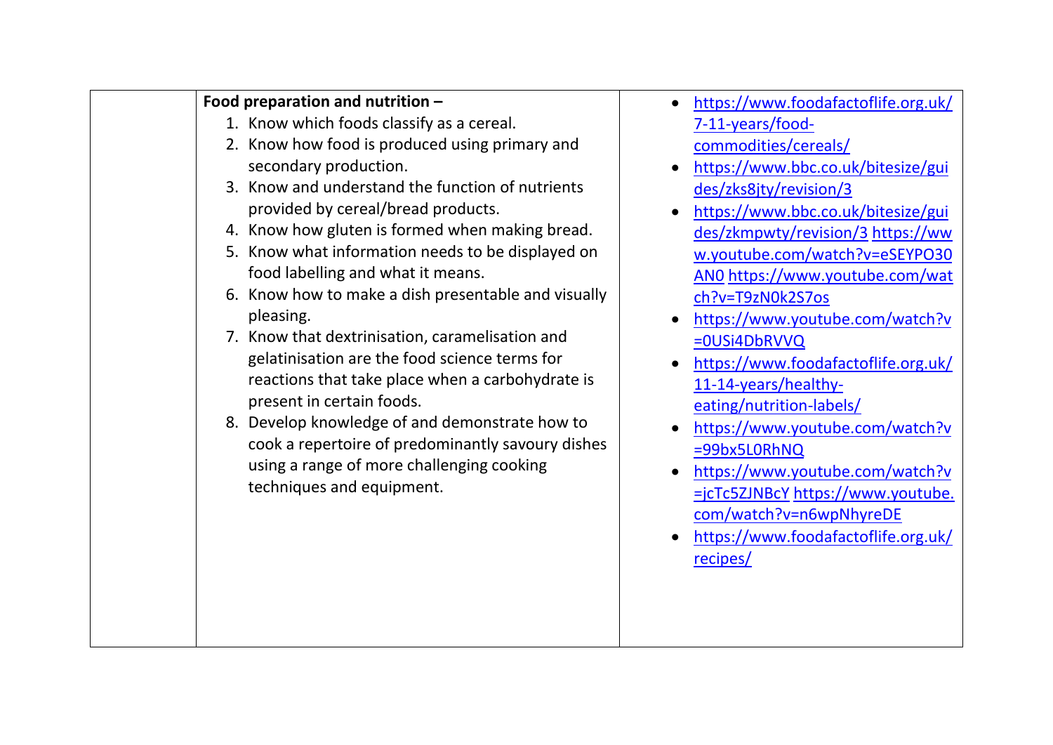| | Food preparation and nutrition – | |
|---|---|---|
| | **Food preparation and nutrition –**<br>1. Know which foods classify as a cereal.<br>2. Know how food is produced using primary and secondary production.<br>3. Know and understand the function of nutrients provided by cereal/bread products.<br>4. Know how gluten is formed when making bread.<br>5. Know what information needs to be displayed on food labelling and what it means.<br>6. Know how to make a dish presentable and visually pleasing.<br>7. Know that dextrinisation, caramelisation and gelatinisation are the food science terms for reactions that take place when a carbohydrate is present in certain foods.<br>8. Develop knowledge of and demonstrate how to cook a repertoire of predominantly savoury dishes using a range of more challenging cooking techniques and equipment. | • https://www.foodafactoflife.org.uk/7-11-years/food-commodities/cereals/<br>• https://www.bbc.co.uk/bitesize/guides/zks8jty/revision/3<br>• https://www.bbc.co.uk/bitesize/guides/zkmpwty/revision/3 https://www.youtube.com/watch?v=eSEYPO30AN0 https://www.youtube.com/watch?v=T9zN0k2S7os<br>• https://www.youtube.com/watch?v=0USi4DbRVVQ<br>• https://www.foodafactoflife.org.uk/11-14-years/healthy-eating/nutrition-labels/<br>• https://www.youtube.com/watch?v=99bx5L0RhNQ<br>• https://www.youtube.com/watch?v=jcTc5ZJNBcY https://www.youtube.com/watch?v=n6wpNhyreDE<br>• https://www.foodafactoflife.org.uk/recipes/ |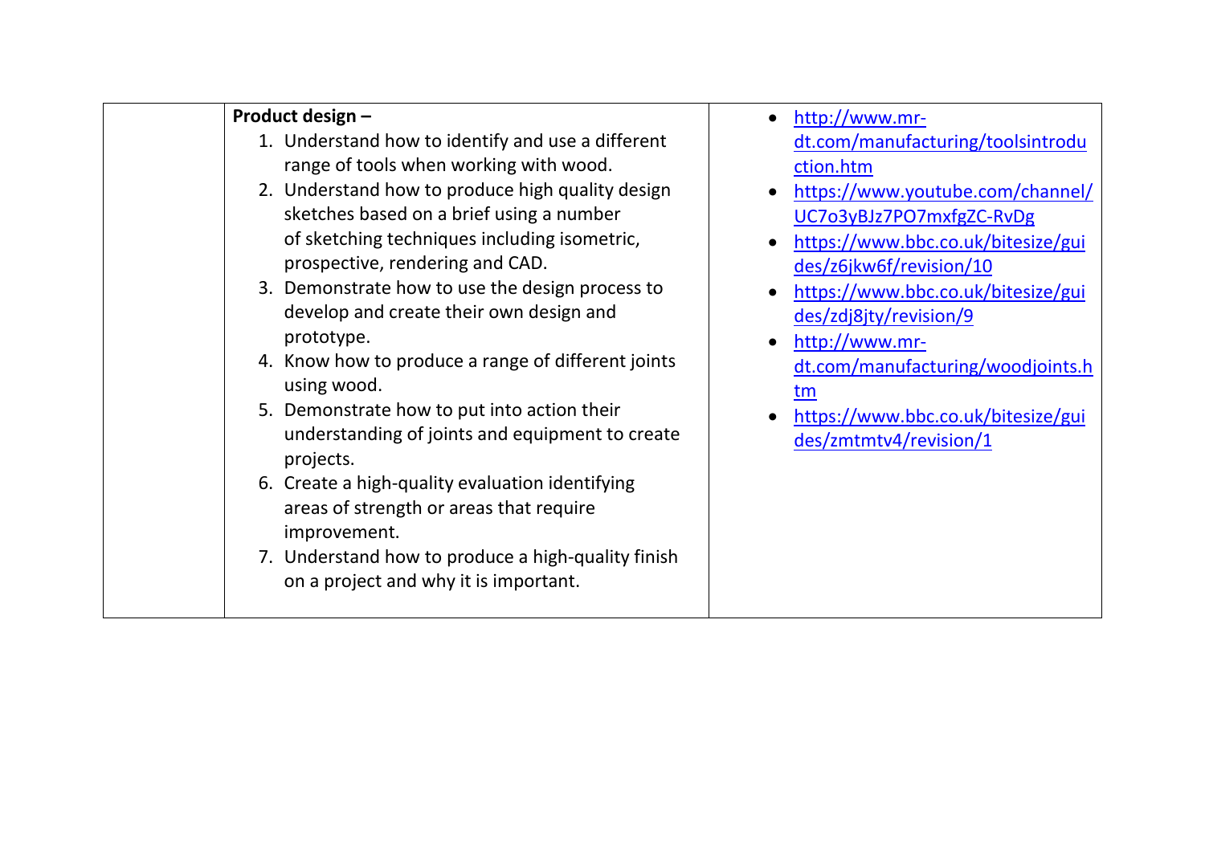| | | |
|---|---|---|
| | **Product design –**<br>1. Understand how to identify and use a different range of tools when working with wood.<br>2. Understand how to produce high quality design sketches based on a brief using a number of sketching techniques including isometric, prospective, rendering and CAD.<br>3. Demonstrate how to use the design process to develop and create their own design and prototype.<br>4. Know how to produce a range of different joints using wood.<br>5. Demonstrate how to put into action their understanding of joints and equipment to create projects.<br>6. Create a high-quality evaluation identifying areas of strength or areas that require improvement.<br>7. Understand how to produce a high-quality finish on a project and why it is important. | • http://www.mr-dt.com/manufacturing/toolsintroduction.htm<br>• https://www.youtube.com/channel/UC7o3yBJz7PO7mxfgZC-RvDg<br>• https://www.bbc.co.uk/bitesize/guides/z6jkw6f/revision/10<br>• https://www.bbc.co.uk/bitesize/guides/zdj8jty/revision/9<br>• http://www.mr-dt.com/manufacturing/woodjoints.htm<br>• https://www.bbc.co.uk/bitesize/guides/zmtmtv4/revision/1 |